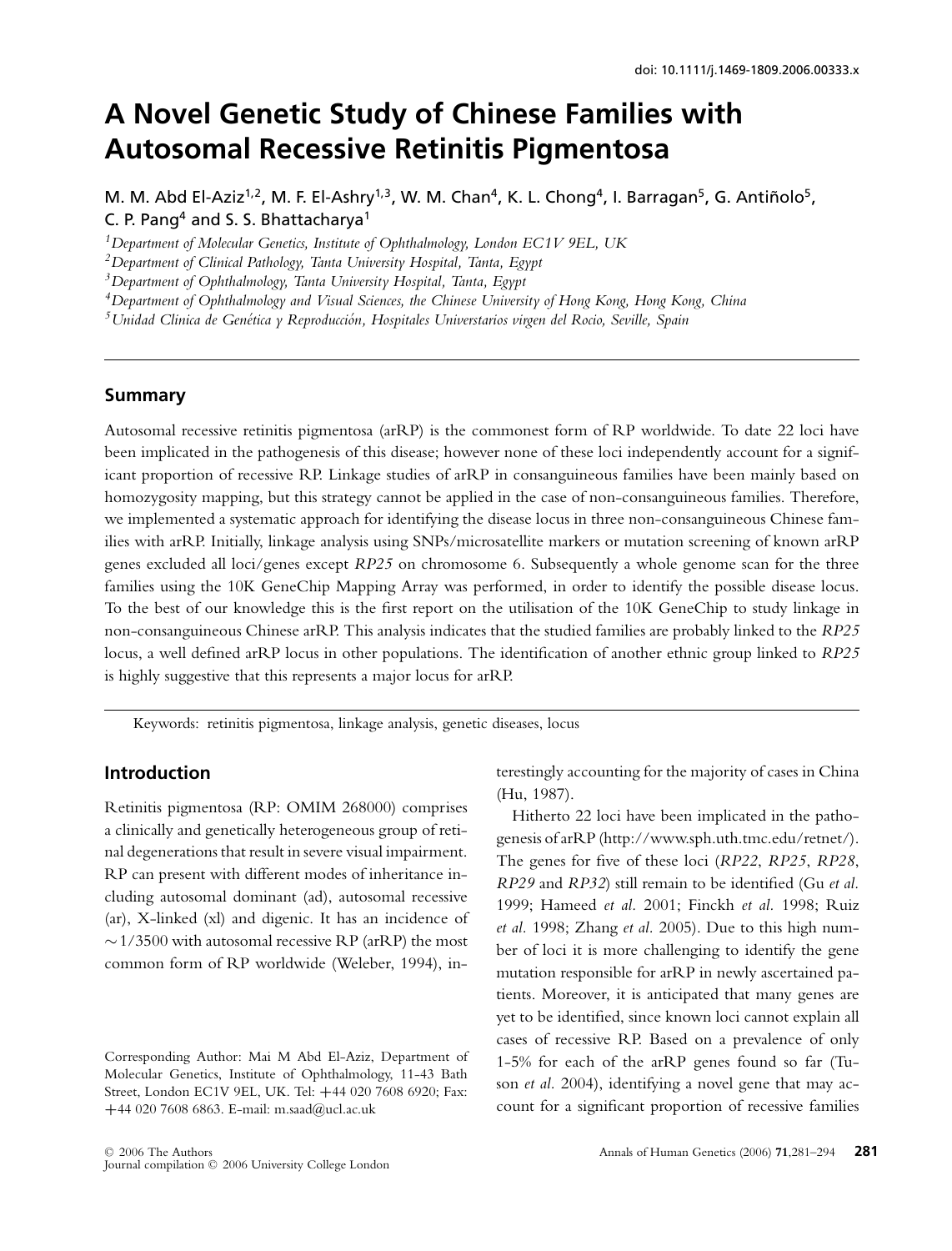doi: 10.1111/j.1469-1809.2006.00333.x

# A Novel Genetic Study of Chinese Families with Autosomal Recessive Retinitis Pigmentosa

M. M. Abd El-Aziz[1,2], M. F. El-Ashry[1,3], W. M. Chan[4], K. L. Chong[4], I. Barragan[5], G. Antiñolo[5], C. P. Pang[4] and S. S. Bhattacharya[1]

[1]*Department of Molecular Genetics, Institute of Ophthalmology, London EC1V 9EL, UK*
[2]*Department of Clinical Pathology, Tanta University Hospital, Tanta, Egypt*
[3]*Department of Ophthalmology, Tanta University Hospital, Tanta, Egypt*
[4]*Department of Ophthalmology and Visual Sciences, the Chinese University of Hong Kong, Hong Kong, China*
[5]*Unidad Clinica de Genética y Reproducción, Hospitales Universtarios virgen del Rocio, Seville, Spain*

## Summary

Autosomal recessive retinitis pigmentosa (arRP) is the commonest form of RP worldwide. To date 22 loci have been implicated in the pathogenesis of this disease; however none of these loci independently account for a significant proportion of recessive RP. Linkage studies of arRP in consanguineous families have been mainly based on homozygosity mapping, but this strategy cannot be applied in the case of non-consanguineous families. Therefore, we implemented a systematic approach for identifying the disease locus in three non-consanguineous Chinese families with arRP. Initially, linkage analysis using SNPs/microsatellite markers or mutation screening of known arRP genes excluded all loci/genes except *RP25* on chromosome 6. Subsequently a whole genome scan for the three families using the 10K GeneChip Mapping Array was performed, in order to identify the possible disease locus. To the best of our knowledge this is the first report on the utilisation of the 10K GeneChip to study linkage in non-consanguineous Chinese arRP. This analysis indicates that the studied families are probably linked to the *RP25* locus, a well defined arRP locus in other populations. The identification of another ethnic group linked to *RP25* is highly suggestive that this represents a major locus for arRP.

Keywords: retinitis pigmentosa, linkage analysis, genetic diseases, locus

## Introduction

Retinitis pigmentosa (RP: OMIM 268000) comprises a clinically and genetically heterogeneous group of retinal degenerations that result in severe visual impairment. RP can present with different modes of inheritance including autosomal dominant (ad), autosomal recessive (ar), X-linked (xl) and digenic. It has an incidence of $\sim$1/3500 with autosomal recessive RP (arRP) the most common form of RP worldwide (Weleber, 1994), interestingly accounting for the majority of cases in China (Hu, 1987).

Hitherto 22 loci have been implicated in the pathogenesis of arRP (http://www.sph.uth.tmc.edu/retnet/). The genes for five of these loci (*RP22*, *RP25*, *RP28*, *RP29* and *RP32*) still remain to be identified (Gu *et al.* 1999; Hameed *et al.* 2001; Finckh *et al.* 1998; Ruiz *et al.* 1998; Zhang *et al.* 2005). Due to this high number of loci it is more challenging to identify the gene mutation responsible for arRP in newly ascertained patients. Moreover, it is anticipated that many genes are yet to be identified, since known loci cannot explain all cases of recessive RP. Based on a prevalence of only 1-5% for each of the arRP genes found so far (Tuson *et al.* 2004), identifying a novel gene that may account for a significant proportion of recessive families

Corresponding Author: Mai M Abd El-Aziz, Department of Molecular Genetics, Institute of Ophthalmology, 11-43 Bath Street, London EC1V 9EL, UK. Tel: +44 020 7608 6920; Fax: +44 020 7608 6863. E-mail: m.saad@ucl.ac.uk

© 2006 The Authors
Journal compilation © 2006 University College London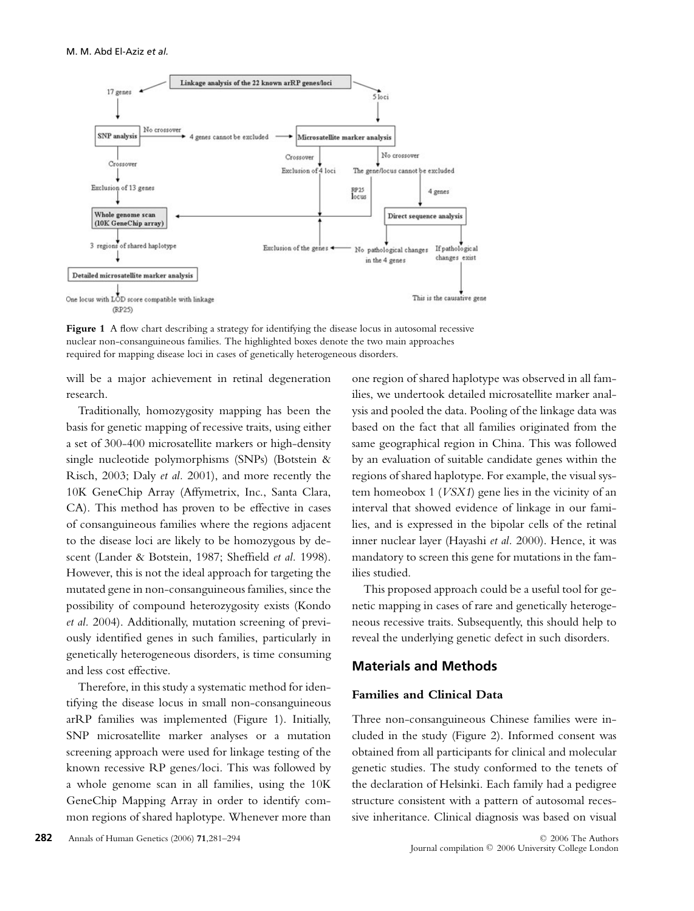Figure 1 A flow chart describing a strategy for identifying the disease locus in autosomal recessive nuclear non-consanguineous families. The highlighted boxes denote the two main approaches required for mapping disease loci in cases of genetically heterogeneous disorders.

will be a major achievement in retinal degeneration research.

Traditionally, homozygosity mapping has been the basis for genetic mapping of recessive traits, using either a set of 300-400 microsatellite markers or high-density single nucleotide polymorphisms (SNPs) (Botstein & Risch, 2003; Daly *et al.* 2001), and more recently the 10K GeneChip Array (Affymetrix, Inc., Santa Clara, CA). This method has proven to be effective in cases of consanguineous families where the regions adjacent to the disease loci are likely to be homozygous by descent (Lander & Botstein, 1987; Sheffield *et al.* 1998). However, this is not the ideal approach for targeting the mutated gene in non-consanguineous families, since the possibility of compound heterozygosity exists (Kondo *et al.* 2004). Additionally, mutation screening of previously identified genes in such families, particularly in genetically heterogeneous disorders, is time consuming and less cost effective.

Therefore, in this study a systematic method for identifying the disease locus in small non-consanguineous arRP families was implemented (Figure 1). Initially, SNP microsatellite marker analyses or a mutation screening approach were used for linkage testing of the known recessive RP genes/loci. This was followed by a whole genome scan in all families, using the 10K GeneChip Mapping Array in order to identify common regions of shared haplotype. Whenever more than one region of shared haplotype was observed in all families, we undertook detailed microsatellite marker analysis and pooled the data. Pooling of the linkage data was based on the fact that all families originated from the same geographical region in China. This was followed by an evaluation of suitable candidate genes within the regions of shared haplotype. For example, the visual system homeobox 1 (*VSX1*) gene lies in the vicinity of an interval that showed evidence of linkage in our families, and is expressed in the bipolar cells of the retinal inner nuclear layer (Hayashi *et al.* 2000). Hence, it was mandatory to screen this gene for mutations in the families studied.

This proposed approach could be a useful tool for genetic mapping in cases of rare and genetically heterogeneous recessive traits. Subsequently, this should help to reveal the underlying genetic defect in such disorders.

## Materials and Methods

### Families and Clinical Data

Three non-consanguineous Chinese families were included in the study (Figure 2). Informed consent was obtained from all participants for clinical and molecular genetic studies. The study conformed to the tenets of the declaration of Helsinki. Each family had a pedigree structure consistent with a pattern of autosomal recessive inheritance. Clinical diagnosis was based on visual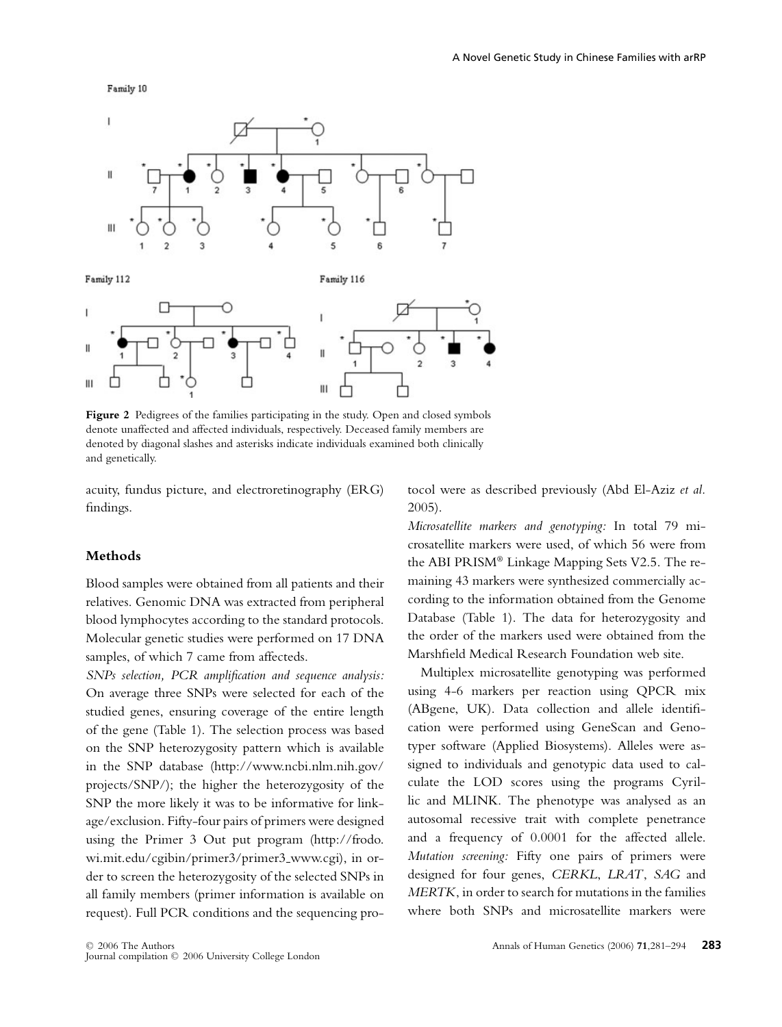Family 10

Family 112

Family 116

**Figure 2** Pedigrees of the families participating in the study. Open and closed symbols denote unaffected and affected individuals, respectively. Deceased family members are denoted by diagonal slashes and asterisks indicate individuals examined both clinically and genetically.

acuity, fundus picture, and electroretinography (ERG) findings.

## Methods

Blood samples were obtained from all patients and their relatives. Genomic DNA was extracted from peripheral blood lymphocytes according to the standard protocols. Molecular genetic studies were performed on 17 DNA samples, of which 7 came from affecteds.

*SNPs selection, PCR amplification and sequence analysis:* On average three SNPs were selected for each of the studied genes, ensuring coverage of the entire length of the gene (Table 1). The selection process was based on the SNP heterozygosity pattern which is available in the SNP database (http://www.ncbi.nlm.nih.gov/projects/SNP/); the higher the heterozygosity of the SNP the more likely it was to be informative for linkage/exclusion. Fifty-four pairs of primers were designed using the Primer 3 Out put program (http://frodo.wi.mit.edu/cgibin/primer3/primer3_www.cgi), in order to screen the heterozygosity of the selected SNPs in all family members (primer information is available on request). Full PCR conditions and the sequencing protocol were as described previously (Abd El-Aziz *et al.* 2005).

*Microsatellite markers and genotyping:* In total 79 microsatellite markers were used, of which 56 were from the ABI PRISM® Linkage Mapping Sets V2.5. The remaining 43 markers were synthesized commercially according to the information obtained from the Genome Database (Table 1). The data for heterozygosity and the order of the markers used were obtained from the Marshfield Medical Research Foundation web site.

Multiplex microsatellite genotyping was performed using 4-6 markers per reaction using QPCR mix (ABgene, UK). Data collection and allele identification were performed using GeneScan and Genotyper software (Applied Biosystems). Alleles were assigned to individuals and genotypic data used to calculate the LOD scores using the programs Cyrillic and MLINK. The phenotype was analysed as an autosomal recessive trait with complete penetrance and a frequency of 0.0001 for the affected allele.

*Mutation screening:* Fifty one pairs of primers were designed for four genes, *CERKL*, *LRAT*, *SAG* and *MERTK*, in order to search for mutations in the families where both SNPs and microsatellite markers were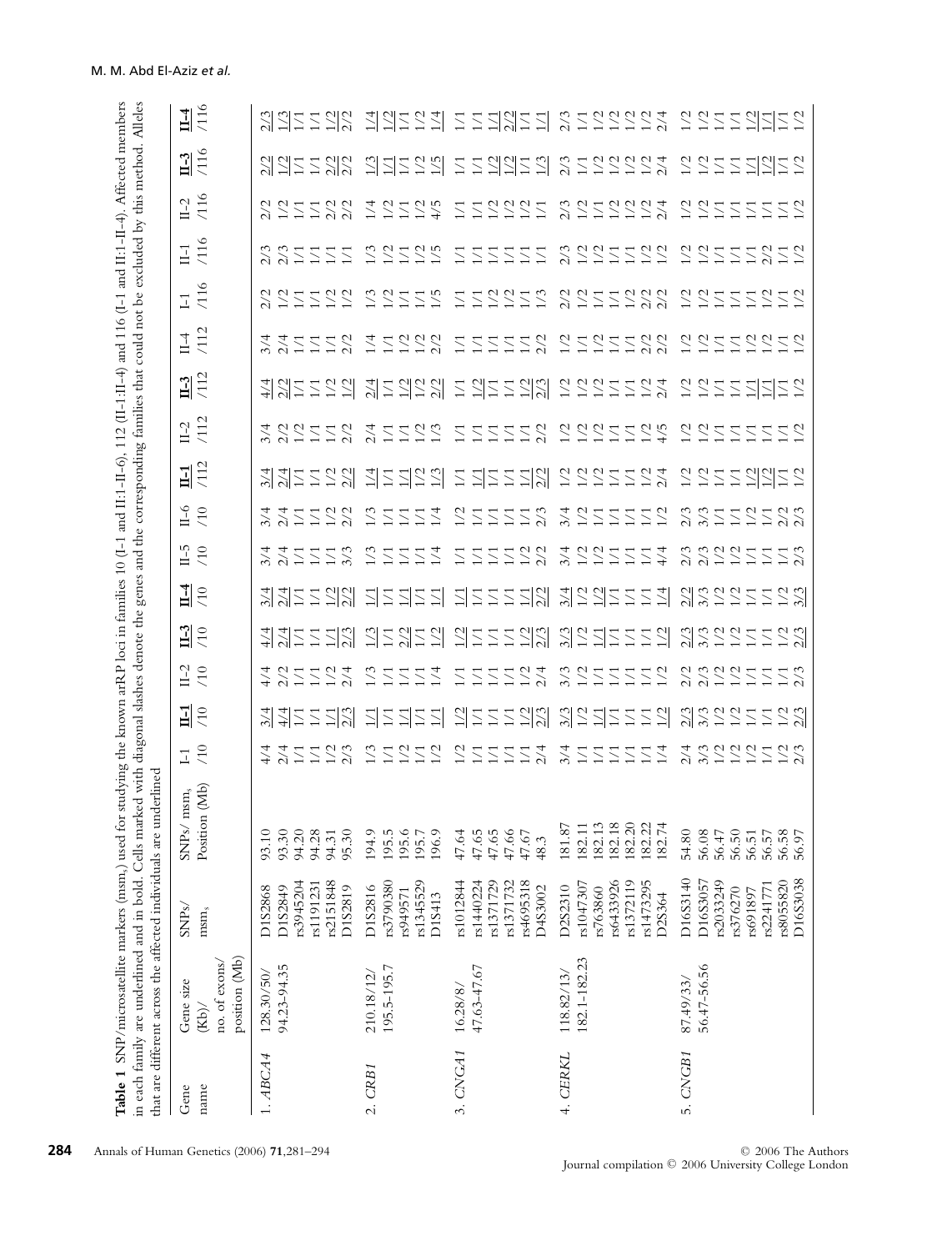**Table 1** SNP/microsatellite markers (msm$_s$) used for studying the known arRP loci in families 10 (I-1 and II:1-II-6), 112 (II-1:II-4) and 116 (I-1 and II:1-II-4). Affected members in each family are underlined and in bold. Cells marked with diagonal slashes denote the genes and the corresponding families that could not be excluded by this method. Alleles that are different across the affected individuals are underlined

| Gene name | Gene size (Kb)/ no. of exons/ position (Mb) | SNPs/ msm$_s$ | SNPs/ msm$_s$ Position (Mb) | I-1 /10 | **II-1 /10** | II-2 /10 | **II-3 /10** | **II-4 /10** | II-5 /10 | II-6 /10 | **II-1 /112** | II-2 /112 | **II-3 /112** | II-4 /112 | I-1 /116 | II-1 /116 | II-2 /116 | **II-3 /116** | **II-4 /116** |
|---|---|---|---|---|---|---|---|---|---|---|---|---|---|---|---|---|---|---|---|
| 1. *ABCA4* | 128.30/50/ 94.23-94.35 | D1S2868 | 93.10 | 4/4 | 3/4 | 4/4 | 4/4 | 3/4 | 3/4 | 3/4 | 3/4 | 3/4 | 4/4 | 3/4 | 2/2 | 2/3 | 2/2 | 2/2 | 2/3 |
| | | D1S2849 | 93.30 | 2/4 | 4/4 | 2/2 | 2/4 | 2/4 | 2/4 | 2/4 | 2/4 | 2/2 | 2/2 | 2/4 | 1/2 | 2/3 | 1/2 | 1/2 | 1/3 |
| | | rs3945204 | 94.20 | 1/1 | 1/1 | 1/1 | 1/1 | 1/1 | 1/1 | 1/1 | 1/1 | 1/2 | 1/1 | 1/1 | 1/1 | 1/1 | 1/1 | 1/1 | 1/1 |
| | | rs1191231 | 94.28 | 1/1 | 1/1 | 1/1 | 1/1 | 1/1 | 1/1 | 1/1 | 1/1 | 1/1 | 1/1 | 1/1 | 1/1 | 1/1 | 1/1 | 1/1 | 1/1 |
| | | rs2151848 | 94.31 | 1/2 | 1/1 | 1/2 | 1/1 | 1/2 | 1/1 | 1/2 | 1/2 | 1/1 | 1/1 | 1/1 | 1/2 | 1/1 | 2/2 | 2/2 | 1/2 |
| | | D1S2819 | 95.30 | 2/3 | 2/3 | 2/4 | 2/3 | 2/2 | 3/3 | 2/2 | 2/2 | 2/2 | 1/2 | 2/2 | 1/2 | 1/1 | 2/2 | 2/2 | 2/2 |
| 2. *CRB1* | 210.18/12/ 195.5-195.7 | D1S2816 | 194.9 | 1/3 | 1/1 | 1/3 | 1/3 | 1/1 | 1/3 | 1/3 | 1/4 | 2/4 | 2/4 | 1/4 | 1/3 | 1/3 | 1/4 | 1/3 | 1/4 |
| | | rs3790380 | 195.5 | 1/1 | 1/1 | 1/1 | 1/1 | 1/1 | 1/1 | 1/1 | 1/1 | 1/1 | 1/1 | 1/1 | 1/2 | 1/2 | 1/2 | 1/1 | 1/2 |
| | | rs949571 | 195.6 | 1/2 | 1/1 | 1/1 | 2/2 | 1/1 | 1/1 | 1/1 | 1/1 | 1/1 | 1/2 | 1/2 | 1/1 | 1/1 | 1/1 | 1/1 | 1/1 |
| | | rs1345529 | 195.7 | 1/1 | 1/1 | 1/1 | 1/1 | 1/1 | 1/1 | 1/1 | 1/2 | 1/2 | 1/1 | 1/2 | 1/1 | 1/2 | 1/2 | 1/2 | 1/2 |
| | | D1S413 | 196.9 | 1/2 | 1/1 | 1/4 | 1/2 | 1/1 | 1/4 | 1/4 | 1/3 | 1/3 | 2/2 | 2/2 | 1/5 | 1/5 | 4/5 | 1/5 | 1/4 |
| 3. *CNGA1* | 16.28/8/ 47.63-47.67 | rs1012844 | 47.64 | 1/2 | 1/2 | 1/1 | 1/2 | 1/1 | 1/1 | 1/2 | 1/1 | 1/1 | 1/1 | 1/1 | 1/1 | 1/1 | 1/1 | 1/1 | 1/1 |
| | | rs1440224 | 47.65 | 1/1 | 1/1 | 1/1 | 1/1 | 1/1 | 1/1 | 1/1 | 1/1 | 1/1 | 1/2 | 1/1 | 1/1 | 1/1 | 1/1 | 1/1 | 1/1 |
| | | rs1371729 | 47.65 | 1/1 | 1/1 | 1/1 | 1/1 | 1/1 | 1/1 | 1/1 | 1/1 | 1/1 | 1/1 | 1/1 | 1/2 | 1/1 | 1/2 | 1/2 | 1/1 |
| | | rs1371732 | 47.66 | 1/1 | 1/1 | 1/1 | 1/1 | 1/1 | 1/1 | 1/1 | 1/1 | 1/1 | 1/1 | 1/1 | 1/2 | 1/1 | 1/2 | 1/2 | 2/2 |
| | | rs4695318 | 47.67 | 1/1 | 1/2 | 1/2 | 1/2 | 1/1 | 1/2 | 1/1 | 1/1 | 1/1 | 1/2 | 1/1 | 1/1 | 1/1 | 1/2 | 1/1 | 1/1 |
| | | D4S3002 | 48.3 | 2/4 | 2/3 | 2/4 | 2/3 | 2/2 | 2/2 | 2/3 | 2/2 | 2/2 | 2/3 | 2/2 | 1/3 | 1/1 | 1/1 | 1/3 | 1/1 |
| 4. *CERKL* | 118.82/13/ 182.1-182.23 | D2S2310 | 181.87 | 3/4 | 3/3 | 3/3 | 3/3 | 3/4 | 3/4 | 3/4 | 1/2 | 1/2 | 1/2 | 1/2 | 2/2 | 2/3 | 2/3 | 2/3 | 2/3 |
| | | rs1047307 | 182.11 | 1/1 | 1/2 | 1/2 | 1/2 | 1/2 | 1/2 | 1/2 | 1/2 | 1/2 | 1/2 | 1/2 | 1/2 | 1/2 | 1/2 | 1/1 | 1/1 |
| | | rs763860 | 182.13 | 1/1 | 1/1 | 1/1 | 1/1 | 1/1 | 1/1 | 1/1 | 1/2 | 1/2 | 1/2 | 1/2 | 1/1 | 1/2 | 1/1 | 1/2 | 1/2 |
| | | rs6433926 | 182.18 | 1/1 | 1/1 | 1/1 | 1/1 | 1/1 | 1/1 | 1/1 | 1/1 | 1/1 | 1/1 | 1/1 | 1/1 | 1/1 | 1/2 | 1/2 | 1/2 |
| | | rs1372119 | 182.20 | 1/1 | 1/1 | 1/1 | 1/1 | 1/1 | 1/1 | 1/1 | 1/1 | 1/1 | 1/1 | 1/1 | 1/2 | 1/1 | 1/2 | 1/2 | 1/2 |
| | | rs1473295 | 182.22 | 1/1 | 1/1 | 1/1 | 1/1 | 1/1 | 1/1 | 1/1 | 1/2 | 1/2 | 1/2 | 2/2 | 2/2 | 1/2 | 1/2 | 1/2 | 1/2 |
| | | D2S364 | 182.74 | 1/4 | 1/2 | 1/2 | 1/2 | 1/4 | 4/4 | 1/2 | 2/4 | 4/5 | 2/4 | 2/2 | 2/2 | 1/2 | 2/4 | 2/4 | 2/4 |
| 5. *CNGB1* | 87.49/33/ 56.47-56.56 | D16S3140 | 54.80 | 2/4 | 2/3 | 2/2 | 2/3 | 2/2 | 2/3 | 2/3 | 1/2 | 1/2 | 1/2 | 1/2 | 1/2 | 1/2 | 1/2 | 1/2 | 1/2 |
| | | D16S3057 | 56.08 | 3/3 | 3/3 | 2/3 | 3/3 | 3/3 | 2/3 | 3/3 | 1/2 | 1/2 | 1/2 | 1/2 | 1/2 | 1/2 | 1/2 | 1/2 | 1/2 |
| | | rs2033249 | 56.47 | 1/2 | 1/2 | 1/2 | 1/2 | 1/2 | 1/2 | 1/1 | 1/1 | 1/1 | 1/1 | 1/1 | 1/1 | 1/1 | 1/1 | 1/1 | 1/1 |
| | | rs376270 | 56.50 | 1/2 | 1/2 | 1/2 | 1/2 | 1/2 | 1/2 | 1/1 | 1/1 | 1/1 | 1/1 | 1/1 | 1/1 | 1/1 | 1/1 | 1/1 | 1/1 |
| | | rs691897 | 56.51 | 1/2 | 1/1 | 1/1 | 1/1 | 1/1 | 1/1 | 1/2 | 1/2 | 1/1 | 1/1 | 1/2 | 1/1 | 1/1 | 1/1 | 1/1 | 1/2 |
| | | rs2241771 | 56.57 | 1/1 | 1/1 | 1/1 | 1/1 | 1/1 | 1/1 | 1/1 | 1/2 | 1/1 | 1/1 | 1/2 | 1/2 | 2/2 | 1/1 | 1/2 | 1/1 |
| | | rs8055820 | 56.58 | 1/2 | 1/2 | 1/1 | 1/2 | 1/2 | 1/1 | 2/2 | 1/1 | 1/1 | 1/1 | 1/1 | 1/1 | 1/1 | 1/1 | 1/1 | 1/1 |
| | | D16S3038 | 56.97 | 2/3 | 2/3 | 2/3 | 2/3 | 3/3 | 2/3 | 2/3 | 1/2 | 1/2 | 1/2 | 1/2 | 1/2 | 1/2 | 1/2 | 1/2 | 1/2 |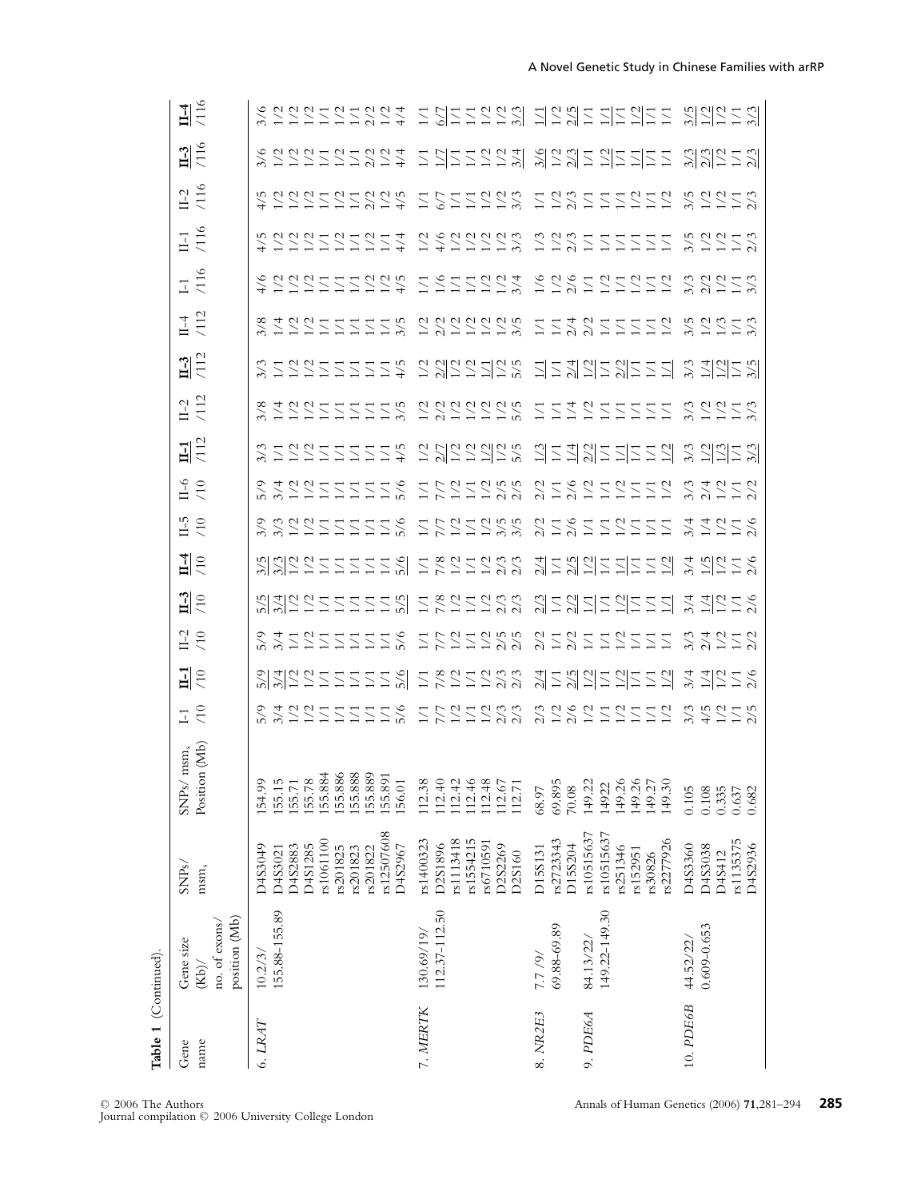**Table 1** (Continued).

| Gene name | Gene size (Kb)/ no. of exons/ position (Mb) | SNPs/ msm$_s$ | SNPs/ msm$_s$ Position (Mb) | I-1 /10 | II-1 /10 | II-2 /10 | II-3 /10 | II-4 /10 | II-5 /10 | II-6 /10 | II-1 /112 | II-2 /112 | II-3 /112 | II-4 /112 | I-1 /116 | II-1 /116 | II-2 /116 | II-3 /116 | II-4 /116 |
|---|---|---|---|---|---|---|---|---|---|---|---|---|---|---|---|---|---|---|---|
| 6. *LRAT* | 10.2/3/ 155.88-155.89 | D4S3049 | 154.99 | 5/9 | 5/9 | 5/9 | 5/5 | 3/5 | 3/9 | 5/9 | 3/3 | 3/8 | 3/3 | 3/8 | 4/6 | 4/5 | 4/5 | 3/6 | 3/6 |
| | | D4S3021 | 155.15 | 3/4 | 3/4 | 3/4 | 3/4 | 3/3 | 3/3 | 3/4 | 1/1 | 1/4 | 1/1 | 1/4 | 1/2 | 1/2 | 1/2 | 1/2 | 1/2 |
| | | D4S2883 | 155.71 | 1/2 | 1/2 | 1/1 | 1/2 | 1/2 | 1/2 | 1/2 | 1/2 | 1/2 | 1/2 | 1/2 | 1/2 | 1/2 | 1/2 | 1/2 | 1/2 |
| | | D4S1285 | 155.78 | 1/2 | 1/2 | 1/2 | 1/2 | 1/2 | 1/2 | 1/2 | 1/2 | 1/2 | 1/2 | 1/2 | 1/2 | 1/2 | 1/2 | 1/2 | 1/2 |
| | | rs1061100 | 155.884 | 1/1 | 1/1 | 1/1 | 1/1 | 1/1 | 1/1 | 1/1 | 1/1 | 1/1 | 1/1 | 1/1 | 1/1 | 1/1 | 1/1 | 1/1 | 1/1 |
| | | rs201825 | 155.886 | 1/1 | 1/1 | 1/1 | 1/1 | 1/1 | 1/1 | 1/1 | 1/1 | 1/1 | 1/1 | 1/1 | 1/1 | 1/2 | 1/2 | 1/2 | 1/2 |
| | | rs201823 | 155.888 | 1/1 | 1/1 | 1/1 | 1/1 | 1/1 | 1/1 | 1/1 | 1/1 | 1/1 | 1/1 | 1/1 | 1/1 | 1/1 | 1/1 | 1/1 | 1/1 |
| | | rs201822 | 155.889 | 1/1 | 1/1 | 1/1 | 1/1 | 1/1 | 1/1 | 1/1 | 1/1 | 1/1 | 1/1 | 1/1 | 1/2 | 1/2 | 2/2 | 2/2 | 2/2 |
| | | rs12507608 | 155.891 | 1/1 | 1/1 | 1/1 | 1/1 | 1/1 | 1/1 | 1/1 | 1/1 | 1/1 | 1/1 | 1/1 | 1/2 | 1/1 | 1/2 | 1/2 | 1/2 |
| | | D4S2967 | 156.01 | 5/6 | 5/6 | 5/6 | 5/5 | 5/6 | 5/6 | 5/6 | 4/5 | 3/5 | 4/5 | 3/5 | 4/5 | 4/4 | 4/5 | 4/4 | 4/4 |
| 7. *MERTK* | 130.69/19/ 112.37-112.50 | rs1400323 | 112.38 | 1/1 | 1/1 | 1/1 | 1/1 | 1/1 | 1/1 | 1/1 | 1/2 | 1/2 | 1/2 | 1/2 | 1/1 | 1/2 | 1/1 | 1/1 | 1/1 |
| | | D2S1896 | 112.40 | 7/7 | 7/8 | 7/7 | 7/8 | 7/8 | 7/7 | 7/7 | 2/7 | 2/2 | 2/2 | 2/2 | 1/6 | 4/6 | 6/7 | 1/7 | 6/7 |
| | | rs1113418 | 112.42 | 1/2 | 1/2 | 1/2 | 1/2 | 1/2 | 1/2 | 1/2 | 1/2 | 1/2 | 1/2 | 1/2 | 1/1 | 1/2 | 1/1 | 1/1 | 1/1 |
| | | rs1554215 | 112.46 | 1/1 | 1/1 | 1/1 | 1/1 | 1/1 | 1/1 | 1/1 | 1/2 | 1/2 | 1/2 | 1/2 | 1/1 | 1/2 | 1/1 | 1/1 | 1/1 |
| | | rs6710591 | 112.48 | 1/2 | 1/2 | 1/2 | 1/2 | 1/2 | 1/2 | 1/2 | 1/2 | 1/2 | 1/1 | 1/2 | 1/2 | 1/2 | 1/2 | 1/2 | 1/2 |
| | | D2S2269 | 112.67 | 2/3 | 2/3 | 2/5 | 2/3 | 2/3 | 3/5 | 2/5 | 1/2 | 1/2 | 1/2 | 1/2 | 1/2 | 1/2 | 1/2 | 1/2 | 1/2 |
| | | D2S160 | 112.71 | 2/3 | 2/3 | 2/5 | 2/3 | 2/3 | 3/5 | 2/5 | 5/5 | 5/5 | 5/5 | 3/5 | 3/4 | 3/3 | 3/3 | 3/4 | 3/3 |
| 8. *NR2E3* | 7.7 /9/ 69.88-69.89 | D15S131 | 68.97 | 2/3 | 2/4 | 2/2 | 2/3 | 2/4 | 2/2 | 2/2 | 1/3 | 1/1 | 1/1 | 1/1 | 1/6 | 1/3 | 1/1 | 3/6 | 1/1 |
| | | rs2723343 | 69.895 | 1/2 | 1/1 | 1/1 | 1/1 | 1/1 | 1/1 | 1/1 | 1/1 | 1/1 | 1/1 | 1/1 | 1/2 | 1/2 | 1/2 | 1/2 | 1/2 |
| | | D15S204 | 70.08 | 2/6 | 2/5 | 2/2 | 2/2 | 2/5 | 2/6 | 2/6 | 1/4 | 1/4 | 2/4 | 2/4 | 2/6 | 2/3 | 2/3 | 2/3 | 2/5 |
| 9. *PDE6A* | 84.13/22/ 149.22-149.30 | rs10515637 | 149.22 | 1/2 | 1/2 | 1/1 | 1/1 | 1/2 | 1/1 | 1/2 | 2/2 | 1/2 | 1/2 | 2/2 | 1/1 | 1/1 | 1/1 | 1/1 | 1/1 |
| | | rs10515637 | 14922 | 1/1 | 1/1 | 1/1 | 1/1 | 1/1 | 1/1 | 1/1 | 1/1 | 1/1 | 1/1 | 1/1 | 1/2 | 1/1 | 1/1 | 1/2 | 1/1 |
| | | rs251346 | 149.26 | 1/2 | 1/2 | 1/2 | 1/2 | 1/1 | 1/2 | 1/2 | 1/1 | 1/1 | 2/2 | 1/1 | 1/1 | 1/1 | 1/1 | 1/1 | 1/1 |
| | | rs152951 | 149.26 | 1/1 | 1/1 | 1/1 | 1/1 | 1/1 | 1/1 | 1/1 | 1/1 | 1/1 | 1/1 | 1/1 | 1/2 | 1/1 | 1/2 | 1/1 | 1/2 |
| | | rs30826 | 149.27 | 1/1 | 1/1 | 1/1 | 1/1 | 1/1 | 1/1 | 1/1 | 1/1 | 1/1 | 1/1 | 1/1 | 1/1 | 1/1 | 1/1 | 1/1 | 1/1 |
| | | rs2277926 | 149.30 | 1/2 | 1/2 | 1/1 | 1/1 | 1/2 | 1/1 | 1/2 | 1/2 | 1/1 | 1/1 | 1/2 | 1/2 | 1/1 | 1/2 | 1/1 | 1/1 |
| 10. *PDE6B* | 44.52/22/ 0.609-0.653 | D4S3360 | 0.105 | 3/3 | 3/4 | 3/3 | 3/4 | 3/4 | 3/4 | 3/3 | 3/3 | 3/3 | 3/3 | 3/5 | 3/3 | 3/5 | 3/5 | 3/3 | 3/5 |
| | | D4S3038 | 0.108 | 4/5 | 1/4 | 2/4 | 1/4 | 1/5 | 1/4 | 2/4 | 1/2 | 1/2 | 1/4 | 1/2 | 2/2 | 1/2 | 1/2 | 2/3 | 1/2 |
| | | D4S412 | 0.335 | 1/2 | 1/2 | 1/2 | 1/2 | 1/2 | 1/2 | 1/2 | 1/3 | 1/2 | 1/2 | 1/3 | 1/2 | 1/2 | 1/2 | 1/2 | 1/2 |
| | | rs1135375 | 0.637 | 1/1 | 1/1 | 1/1 | 1/1 | 1/1 | 1/1 | 1/1 | 1/1 | 1/1 | 1/1 | 1/1 | 1/1 | 1/1 | 1/1 | 1/1 | 1/1 |
| | | D4S2936 | 0.682 | 2/5 | 2/6 | 2/2 | 2/6 | 2/6 | 2/6 | 2/2 | 3/3 | 3/3 | 3/5 | 3/3 | 3/3 | 2/3 | 2/3 | 2/3 | 3/3 |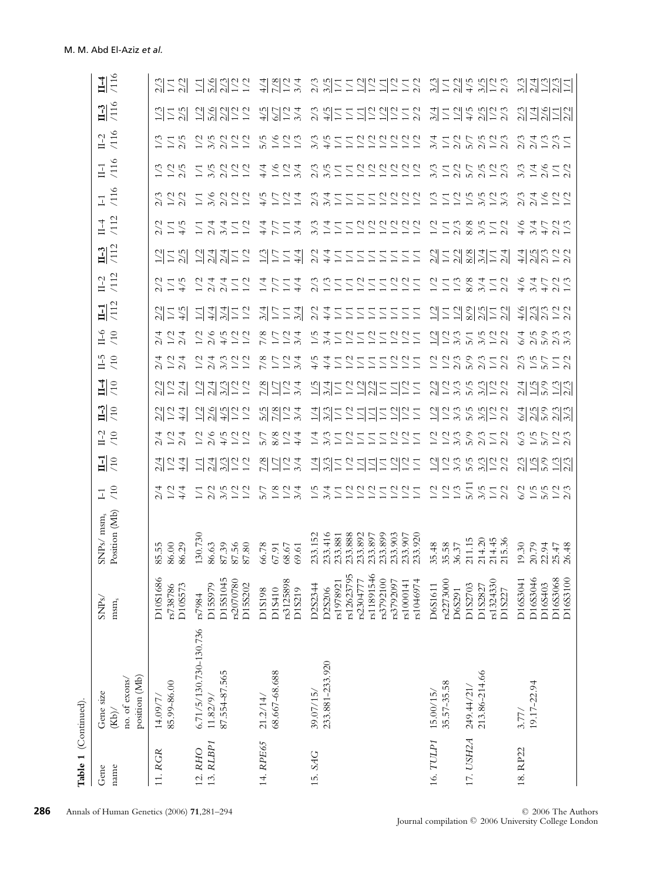**Table 1** (Continued).

| Gene name | Gene size (Kb)/ no. of exons/ position (Mb) | SNPs/ msm$_s$ | SNPs/ msm$_s$ Position (Mb) | I-1 /10 | II-1 /10 | II-2 /10 | II-3 /10 | II-4 /10 | II-5 /10 | II-6 /10 | II-1 /112 | II-2 /112 | II-3 /112 | II-4 /112 | I-1 /116 | II-1 /116 | II-2 /116 | II-3 /116 | II-4 /116 |
|---|---|---|---|---|---|---|---|---|---|---|---|---|---|---|---|---|---|---|---|
| 11. *RGR* | 14.09/7/ 85.99–86.00 | D10S1686 | 85.55 | 2/4 | 2/4 | 2/4 | 2/2 | 2/2 | 2/4 | 2/4 | 2/2 | 2/2 | 1/2 | 2/2 | 2/3 | 1/3 | 1/3 | 1/3 | 2/3 |
| | | rs738786 | 86.00 | 1/2 | 1/2 | 1/2 | 1/2 | 1/2 | 1/2 | 1/2 | 1/1 | 1/1 | 1/1 | 1/1 | 1/2 | 1/2 | 1/1 | 1/1 | 1/1 |
| | | D10S573 | 86.29 | 4/4 | 4/4 | 2/4 | 4/4 | 2/4 | 2/4 | 2/4 | 4/5 | 4/5 | 2/5 | 4/5 | 2/2 | 2/5 | 2/5 | 2/5 | 2/2 |
| 12. *RHO* | 6.71/5/130.730-130.736 | rs7984 | 130.730 | 1/1 | 1/1 | 1/2 | 1/2 | 1/2 | 1/2 | 1/2 | 1/1 | 1/2 | 1/2 | 1/1 | 1/1 | 1/1 | 1/2 | 1/2 | 1/1 |
| 13. *RLBP1* | 11.82/9/ 87.554–87.565 | D15S979 | 86.63 | 2/2 | 2/4 | 2/6 | 2/6 | 2/4 | 2/4 | 2/6 | 4/4 | 2/4 | 2/4 | 2/4 | 3/6 | 3/5 | 3/5 | 5/6 | 5/6 |
| | | D15S1045 | 87.39 | 3/5 | 3/3 | 4/5 | 4/5 | 3/3 | 3/3 | 4/5 | 3/4 | 2/4 | 2/4 | 3/4 | 2/2 | 2/2 | 2/2 | 2/2 | 2/3 |
| | | rs2070780 | 87.56 | 1/2 | 1/2 | 1/2 | 1/2 | 1/2 | 1/2 | 1/2 | 1/1 | 1/1 | 1/1 | 1/1 | 1/2 | 1/2 | 1/2 | 1/2 | 1/2 |
| | | D15S202 | 87.80 | 1/2 | 1/2 | 1/2 | 1/2 | 1/2 | 1/2 | 1/2 | 1/2 | 1/2 | 1/2 | 1/2 | 1/2 | 1/2 | 1/2 | 1/2 | 1/2 |
| 14. *RPE65* | 21.2/14/ 68.667–68.688 | D1S198 | 66.78 | 5/7 | 7/8 | 5/7 | 5/5 | 7/8 | 7/8 | 7/8 | 3/4 | 1/4 | 1/3 | 4/4 | 4/5 | 4/4 | 5/5 | 4/5 | 4/4 |
| | | D1S410 | 67.91 | 1/8 | 1/7 | 8/8 | 7/8 | 1/7 | 1/7 | 1/7 | 1/7 | 7/7 | 1/7 | 7/7 | 1/7 | 1/6 | 1/6 | 6/7 | 7/8 |
| | | rs3125898 | 68.67 | 1/2 | 1/2 | 1/2 | 1/2 | 1/2 | 1/2 | 1/2 | 1/1 | 1/1 | 1/1 | 1/1 | 1/2 | 1/2 | 1/2 | 1/2 | 1/2 |
| | | D1S219 | 69.61 | 3/4 | 3/4 | 4/4 | 3/4 | 3/4 | 3/4 | 3/4 | 3/4 | 4/4 | 4/4 | 3/4 | 1/4 | 3/4 | 1/3 | 3/4 | 3/4 |
| 15. *SAG* | 39.07/15/ 233.881–233.920 | D2S2344 | 233.152 | 1/5 | 1/4 | 1/4 | 1/4 | 1/5 | 4/5 | 1/5 | 2/2 | 2/3 | 2/2 | 3/3 | 2/3 | 2/3 | 3/3 | 2/3 | 2/3 |
| | | D2S206 | 233.416 | 3/4 | 3/3 | 3/3 | 3/3 | 3/4 | 4/4 | 3/4 | 4/4 | 1/3 | 4/4 | 1/4 | 3/4 | 3/5 | 4/5 | 4/5 | 3/5 |
| | | rs1978921 | 233.881 | 1/1 | 1/1 | 1/1 | 1/1 | 1/1 | 1/1 | 1/1 | 1/1 | 1/1 | 1/1 | 1/1 | 1/1 | 1/1 | 1/1 | 1/1 | 1/1 |
| | | rs12623795 | 233.888 | 1/2 | 1/2 | 1/2 | 1/2 | 1/2 | 1/2 | 1/2 | 1/1 | 1/1 | 1/1 | 1/1 | 1/1 | 1/1 | 1/1 | 1/1 | 1/1 |
| | | rs2304777 | 233.892 | 1/2 | 1/1 | 1/1 | 1/1 | 1/2 | 1/1 | 1/1 | 1/1 | 1/2 | 1/1 | 1/2 | 1/1 | 1/2 | 1/2 | 1/1 | 1/2 |
| | | rs11891546 | 233.897 | 1/2 | 1/1 | 1/1 | 1/1 | 2/2 | 1/1 | 1/2 | 1/1 | 1/1 | 1/1 | 1/2 | 1/1 | 1/2 | 1/2 | 1/2 | 1/2 |
| | | rs3792100 | 233.899 | 1/1 | 1/1 | 1/1 | 1/1 | 1/1 | 1/1 | 1/1 | 1/1 | 1/1 | 1/1 | 1/2 | 1/2 | 1/2 | 1/2 | 1/2 | 1/1 |
| | | rs3792097 | 233.903 | 1/2 | 1/2 | 1/2 | 1/2 | 1/1 | 1/2 | 1/2 | 1/1 | 1/2 | 1/1 | 1/2 | 1/2 | 1/2 | 1/2 | 1/2 | 1/2 |
| | | rs1000141 | 233.907 | 1/2 | 1/2 | 1/2 | 1/2 | 1/2 | 1/2 | 1/2 | 1/1 | 1/2 | 1/1 | 1/2 | 1/2 | 1/2 | 1/2 | 1/1 | 1/1 |
| | | rs1046974 | 233.920 | 1/1 | 1/1 | 1/1 | 1/1 | 1/1 | 1/1 | 1/1 | 1/1 | 1/1 | 1/1 | 1/2 | 1/2 | 1/2 | 1/2 | 2/2 | 2/2 |
| 16. *TULP1* | 15.00/15/ 35.57–35.58 | D6S1611 | 35.48 | 1/2 | 1/2 | 1/2 | 1/2 | 2/2 | 1/2 | 1/2 | 1/2 | 1/2 | 2/2 | 1/2 | 1/3 | 3/3 | 3/4 | 3/4 | 3/3 |
| | | rs2273000 | 35.58 | 1/2 | 1/2 | 1/2 | 1/2 | 1/2 | 1/2 | 1/2 | 1/1 | 1/1 | 1/1 | 1/1 | 1/1 | 1/1 | 1/1 | 1/1 | 1/1 |
| | | D6S291 | 36.37 | 1/3 | 3/3 | 3/3 | 3/3 | 3/3 | 2/3 | 3/3 | 1/2 | 1/3 | 2/2 | 2/3 | 1/2 | 2/2 | 2/2 | 1/2 | 2/2 |
| 17. *USH2A* | 249.44/21/ 213.86–214.66 | D1S2703 | 211.15 | 5/11 | 5/5 | 5/9 | 5/5 | 5/5 | 5/9 | 5/1 | 8/9 | 8/8 | 8/8 | 8/8 | 1/5 | 5/7 | 5/7 | 4/5 | 4/5 |
| | | D1S2827 | 214.20 | 3/5 | 3/3 | 2/3 | 3/5 | 3/3 | 2/3 | 3/5 | 2/5 | 3/4 | 3/4 | 3/5 | 3/5 | 2/5 | 2/5 | 2/5 | 3/5 |
| | | rs1324330 | 214.45 | 1/1 | 1/2 | 1/1 | 1/2 | 1/2 | 1/1 | 1/2 | 1/1 | 1/1 | 1/1 | 1/1 | 1/2 | 1/2 | 1/2 | 1/2 | 1/2 |
| | | D1S227 | 215.36 | 2/2 | 2/2 | 2/2 | 2/2 | 2/2 | 2/2 | 2/2 | 2/2 | 2/2 | 2/4 | 2/2 | 3/3 | 2/3 | 2/3 | 2/3 | 2/3 |
| 18. RP22 | 3.77/ 19.17–22.94 | D16S3041 | 19.30 | 6/2 | 2/3 | 6/3 | 6/4 | 2/4 | 2/3 | 6/4 | 4/6 | 4/6 | 4/4 | 4/6 | 2/3 | 3/3 | 2/3 | 2/3 | 3/3 |
| | | D16S3046 | 20.79 | 1/5 | 1/5 | 1/5 | 2/5 | 1/5 | 1/5 | 2/5 | 2/3 | 3/4 | 2/5 | 3/4 | 2/4 | 1/4 | 2/4 | 1/4 | 2/4 |
| | | D16S403 | 22.94 | 5/5 | 5/9 | 5/7 | 5/9 | 5/9 | 5/7 | 5/9 | 2/3 | 4/7 | 2/3 | 4/7 | 1/6 | 2/6 | 1/3 | 2/6 | 1/3 |
| | | D16S3068 | 25.47 | 1/2 | 1/3 | 1/2 | 1/3 | 2/3 | 1/1 | 2/3 | 1/2 | 2/2 | 1/2 | 2/2 | 1/2 | 1/1 | 2/3 | 1/1 | 2/3 |
| | | D16S3100 | 26.48 | 2/3 | 2/3 | 2/3 | 3/3 | 2/3 | 2/2 | 3/3 | 2/2 | 1/3 | 2/2 | 1/3 | 1/2 | 2/2 | 1/1 | 2/2 | 1/1 |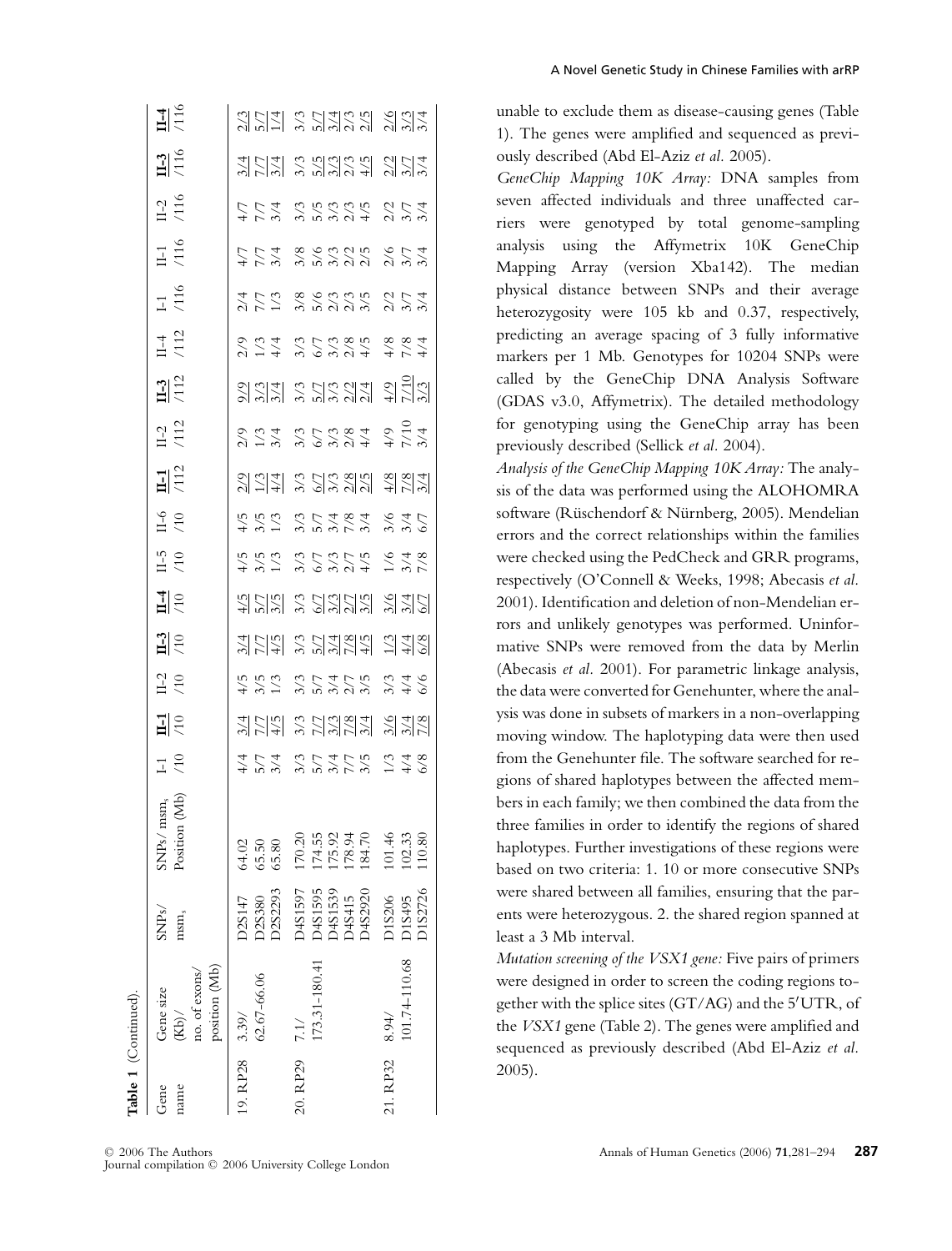**Table 1** (Continued).

| Gene name | Gene size (Kb)/ no. of exons/ position (Mb) | SNPs/ msm$_s$ | SNPs/ msm$_s$ Position (Mb) | I-1 /10 | **II-1** /10 | II-2 /10 | **II-3** /10 | **II-4** /10 | II-5 /10 | II-6 /10 | **II-1** /112 | II-2 /112 | **II-3** /112 | II-4 /112 | I-1 /116 | II-1 /116 | II-2 /116 | **II-3** /116 | **II-4** /116 |
|---|---|---|---|---|---|---|---|---|---|---|---|---|---|---|---|---|---|---|---|
| 19. RP28 | 3.39/ 62.67-66.06 | D2S147 | 64.02 | 4/4 | 3/4 | 4/5 | 3/4 | 4/5 | 4/5 | 4/5 | 2/9 | 2/9 | 9/9 | 2/9 | 2/4 | 4/7 | 4/7 | 3/4 | 2/3 |
| | | D2S380 | 65.50 | 5/7 | 7/7 | 3/5 | 7/7 | 5/7 | 3/5 | 3/5 | 1/3 | 1/3 | 3/3 | 1/3 | 7/7 | 7/7 | 7/7 | 7/7 | 5/7 |
| | | D2S2293 | 65.80 | 3/4 | 4/5 | 1/3 | 4/5 | 3/5 | 1/3 | 1/3 | 3/4 | 3/4 | 3/4 | 4/4 | 1/3 | 3/4 | 3/4 | 3/4 | 1/4 |
| 20. RP29 | 7.1/ 173.31-180.41 | D4S1597 | 170.20 | 3/3 | 3/3 | 3/3 | 3/3 | 3/3 | 3/3 | 3/3 | 3/3 | 3/3 | 3/3 | 3/3 | 3/8 | 3/8 | 3/3 | 3/3 | 3/3 |
| | | D4S1595 | 174.55 | 5/7 | 7/7 | 5/7 | 5/7 | 6/7 | 6/7 | 5/7 | 6/7 | 6/7 | 5/7 | 6/7 | 5/6 | 5/6 | 5/5 | 5/5 | 5/7 |
| | | D4S1539 | 175.92 | 3/4 | 3/3 | 3/4 | 3/4 | 3/3 | 3/3 | 3/4 | 3/3 | 3/3 | 3/3 | 3/3 | 2/3 | 3/3 | 3/3 | 3/3 | 3/4 |
| | | D4S415 | 178.94 | 7/7 | 7/8 | 2/7 | 7/8 | 2/7 | 2/7 | 7/8 | 2/8 | 2/8 | 2/2 | 2/8 | 2/3 | 2/2 | 2/3 | 2/3 | 2/3 |
| | | D4S2920 | 184.70 | 3/5 | 3/4 | 3/5 | 4/5 | 3/5 | 4/5 | 3/4 | 2/5 | 4/4 | 2/4 | 4/5 | 3/5 | 2/5 | 4/5 | 4/5 | 2/5 |
| 21. RP32 | 8.94/ 101.74-110.68 | D1S206 | 101.46 | 1/3 | 3/6 | 3/3 | 1/3 | 3/6 | 1/6 | 3/6 | 4/8 | 4/9 | 4/9 | 4/8 | 2/2 | 2/6 | 2/2 | 2/2 | 2/6 |
| | | D1S495 | 102.33 | 4/4 | 3/4 | 4/4 | 4/4 | 3/4 | 3/4 | 3/4 | 7/8 | 7/10 | 7/10 | 7/8 | 3/7 | 3/7 | 3/7 | 3/7 | 3/3 |
| | | D1S2726 | 110.80 | 6/8 | 7/8 | 6/6 | 6/8 | 6/7 | 7/8 | 6/7 | 3/4 | 3/4 | 3/3 | 4/4 | 3/4 | 3/4 | 3/4 | 3/4 | 3/4 |

unable to exclude them as disease-causing genes (Table 1). The genes were amplified and sequenced as previously described (Abd El-Aziz *et al.* 2005).

*GeneChip Mapping 10K Array:* DNA samples from seven affected individuals and three unaffected carriers were genotyped by total genome-sampling analysis using the Affymetrix 10K GeneChip Mapping Array (version Xba142). The median physical distance between SNPs and their average heterozygosity were 105 kb and 0.37, respectively, predicting an average spacing of 3 fully informative markers per 1 Mb. Genotypes for 10204 SNPs were called by the GeneChip DNA Analysis Software (GDAS v3.0, Affymetrix). The detailed methodology for genotyping using the GeneChip array has been previously described (Sellick *et al.* 2004).

*Analysis of the GeneChip Mapping 10K Array:* The analysis of the data was performed using the ALOHOMRA software (Rüschendorf & Nürnberg, 2005). Mendelian errors and the correct relationships within the families were checked using the PedCheck and GRR programs, respectively (O'Connell & Weeks, 1998; Abecasis *et al.* 2001). Identification and deletion of non-Mendelian errors and unlikely genotypes was performed. Uninformative SNPs were removed from the data by Merlin (Abecasis *et al.* 2001). For parametric linkage analysis, the data were converted for Genehunter, where the analysis was done in subsets of markers in a non-overlapping moving window. The haplotyping data were then used from the Genehunter file. The software searched for regions of shared haplotypes between the affected members in each family; we then combined the data from the three families in order to identify the regions of shared haplotypes. Further investigations of these regions were based on two criteria: 1. 10 or more consecutive SNPs were shared between all families, ensuring that the parents were heterozygous. 2. the shared region spanned at least a 3 Mb interval.

*Mutation screening of the VSX1 gene:* Five pairs of primers were designed in order to screen the coding regions together with the splice sites (GT/AG) and the 5′UTR, of the *VSX1* gene (Table 2). The genes were amplified and sequenced as previously described (Abd El-Aziz *et al.* 2005).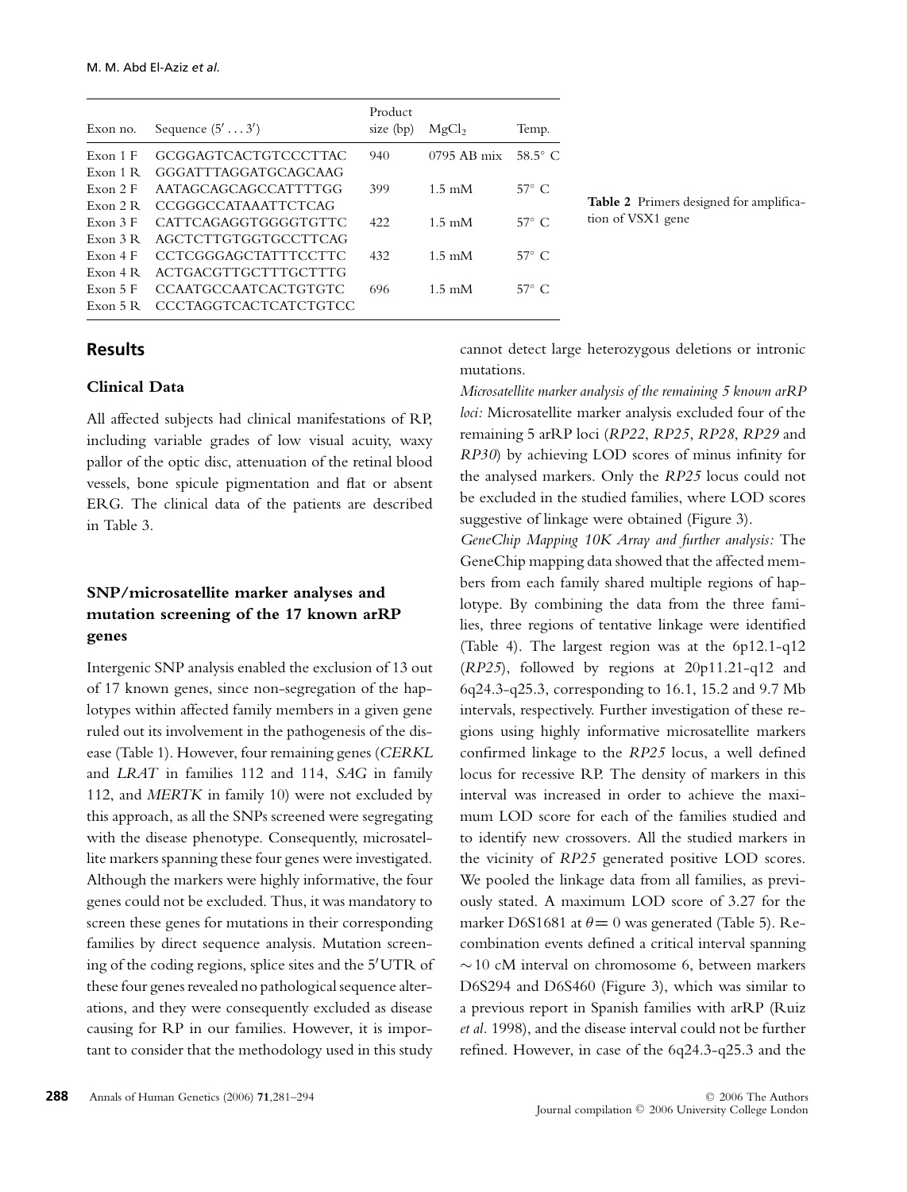| Exon no. | Sequence (5′ ... 3′) | Product size (bp) | $MgCl_2$ | Temp. |
|---|---|---|---|---|
| Exon 1 F | GCGGAGTCACTGTCCCTTAC | 940 | 0795 AB mix | 58.5° C |
| Exon 1 R | GGGATTTAGGATGCAGCAAG | | | |
| Exon 2 F | AATAGCAGCAGCCATTTTGG | 399 | 1.5 mM | 57° C |
| Exon 2 R | CCGGGCCATAAATTCTCAG | | | |
| Exon 3 F | CATTCAGAGGTGGGGTGTTC | 422 | 1.5 mM | 57° C |
| Exon 3 R | AGCTCTTGTGGTGCCTTCAG | | | |
| Exon 4 F | CCTCGGGAGCTATTTCCTTC | 432 | 1.5 mM | 57° C |
| Exon 4 R | ACTGACGTTGCTTTGCTTTG | | | |
| Exon 5 F | CCAATGCCAATCACTGTGTC | 696 | 1.5 mM | 57° C |
| Exon 5 R | CCCTAGGTCACTCATCTGTCC | | | |

**Table 2** Primers designed for amplification of VSX1 gene

## Results

### Clinical Data

All affected subjects had clinical manifestations of RP, including variable grades of low visual acuity, waxy pallor of the optic disc, attenuation of the retinal blood vessels, bone spicule pigmentation and flat or absent ERG. The clinical data of the patients are described in Table 3.

### SNP/microsatellite marker analyses and mutation screening of the 17 known arRP genes

Intergenic SNP analysis enabled the exclusion of 13 out of 17 known genes, since non-segregation of the haplotypes within affected family members in a given gene ruled out its involvement in the pathogenesis of the disease (Table 1). However, four remaining genes (*CERKL* and *LRAT* in families 112 and 114, *SAG* in family 112, and *MERTK* in family 10) were not excluded by this approach, as all the SNPs screened were segregating with the disease phenotype. Consequently, microsatellite markers spanning these four genes were investigated. Although the markers were highly informative, the four genes could not be excluded. Thus, it was mandatory to screen these genes for mutations in their corresponding families by direct sequence analysis. Mutation screening of the coding regions, splice sites and the 5′UTR of these four genes revealed no pathological sequence alterations, and they were consequently excluded as disease causing for RP in our families. However, it is important to consider that the methodology used in this study cannot detect large heterozygous deletions or intronic mutations.

*Microsatellite marker analysis of the remaining 5 known arRP loci:* Microsatellite marker analysis excluded four of the remaining 5 arRP loci (*RP22*, *RP25*, *RP28*, *RP29* and *RP30*) by achieving LOD scores of minus infinity for the analysed markers. Only the *RP25* locus could not be excluded in the studied families, where LOD scores suggestive of linkage were obtained (Figure 3).

*GeneChip Mapping 10K Array and further analysis:* The GeneChip mapping data showed that the affected members from each family shared multiple regions of haplotype. By combining the data from the three families, three regions of tentative linkage were identified (Table 4). The largest region was at the 6p12.1-q12 (*RP25*), followed by regions at 20p11.21-q12 and 6q24.3-q25.3, corresponding to 16.1, 15.2 and 9.7 Mb intervals, respectively. Further investigation of these regions using highly informative microsatellite markers confirmed linkage to the *RP25* locus, a well defined locus for recessive RP. The density of markers in this interval was increased in order to achieve the maximum LOD score for each of the families studied and to identify new crossovers. All the studied markers in the vicinity of *RP25* generated positive LOD scores. We pooled the linkage data from all families, as previously stated. A maximum LOD score of 3.27 for the marker D6S1681 at $\theta = 0$ was generated (Table 5). Recombination events defined a critical interval spanning $\sim$10 cM interval on chromosome 6, between markers D6S294 and D6S460 (Figure 3), which was similar to a previous report in Spanish families with arRP (Ruiz *et al*. 1998), and the disease interval could not be further refined. However, in case of the 6q24.3-q25.3 and the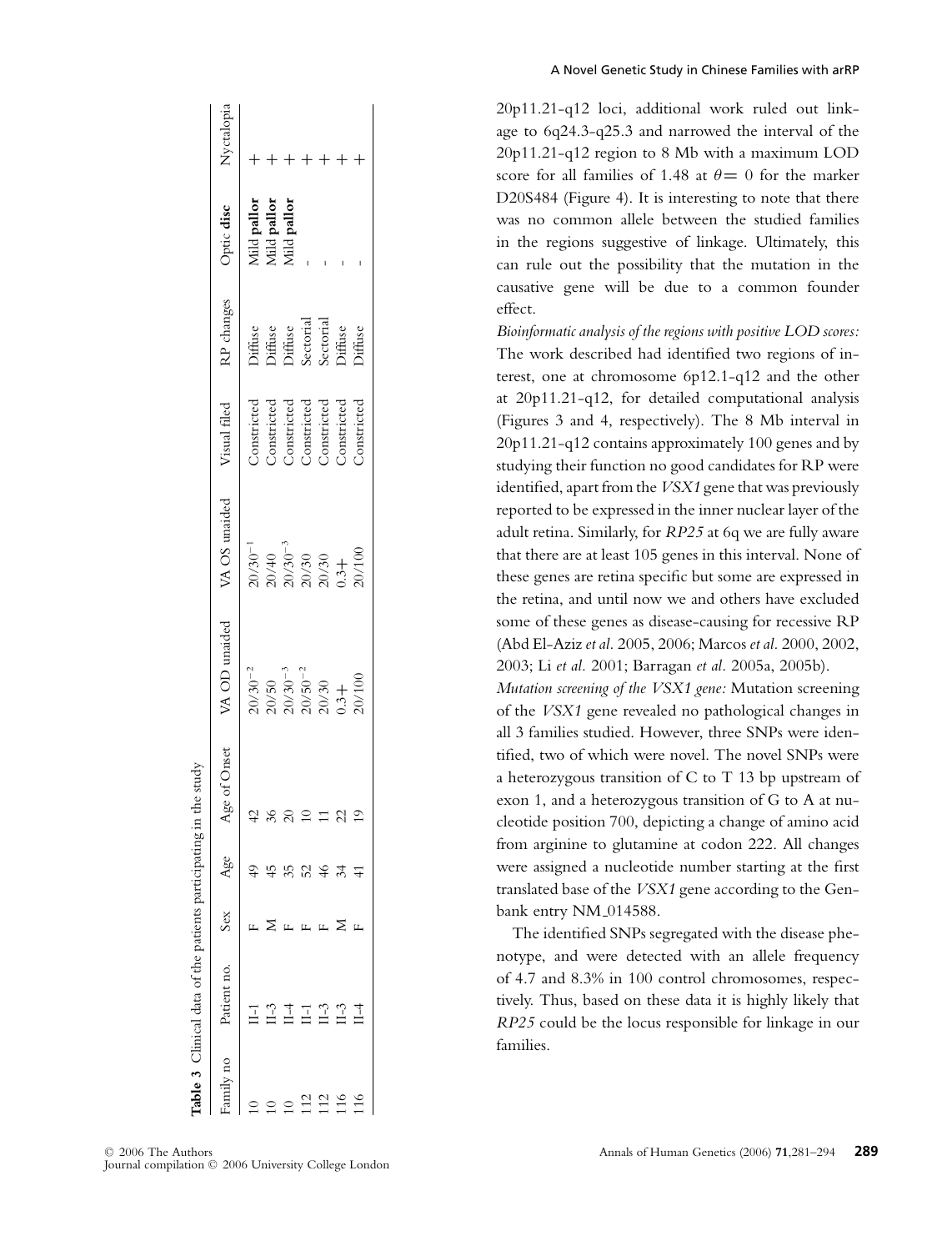**Table 3** Clinical data of the patients participating in the study

| Family no | Patient no. | Sex | Age | Age of Onset | VA OD unaided | VA OS unaided | Visual filed | RP changes | Optic **disc** | Nyctalopia |
|---|---|---|---|---|---|---|---|---|---|---|
| 10 | II-1 | F | 49 | 42 | $20/30^{-2}$ | $20/30^{-1}$ | Constricted | Diffuse | Mild **pallor** | + |
| 10 | II-3 | M | 45 | 36 | 20/50 | 20/40 | Constricted | Diffuse | Mild **pallor** | + |
| 10 | II-4 | F | 35 | 20 | $20/30^{-3}$ | $20/30^{-3}$ | Constricted | Diffuse | Mild **pallor** | + |
| 112 | II-1 | F | 52 | 10 | $20/50^{-2}$ | 20/30 | Constricted | Sectorial | - | + |
| 112 | II-3 | F | 46 | 11 | 20/30 | 20/30 | Constricted | Sectorial | - | + |
| 116 | II-3 | M | 34 | 22 | 0.3+ | 0.3+ | Constricted | Diffuse | - | + |
| 116 | II-4 | F | 41 | 19 | 20/100 | 20/100 | Constricted | Diffuse | - | + |

20p11.21-q12 loci, additional work ruled out linkage to 6q24.3-q25.3 and narrowed the interval of the 20p11.21-q12 region to 8 Mb with a maximum LOD score for all families of 1.48 at $\theta = 0$ for the marker D20S484 (Figure 4). It is interesting to note that there was no common allele between the studied families in the regions suggestive of linkage. Ultimately, this can rule out the possibility that the mutation in the causative gene will be due to a common founder effect.

*Bioinformatic analysis of the regions with positive LOD scores:* The work described had identified two regions of interest, one at chromosome 6p12.1-q12 and the other at 20p11.21-q12, for detailed computational analysis (Figures 3 and 4, respectively). The 8 Mb interval in 20p11.21-q12 contains approximately 100 genes and by studying their function no good candidates for RP were identified, apart from the *VSX1* gene that was previously reported to be expressed in the inner nuclear layer of the adult retina. Similarly, for *RP25* at 6q we are fully aware that there are at least 105 genes in this interval. None of these genes are retina specific but some are expressed in the retina, and until now we and others have excluded some of these genes as disease-causing for recessive RP (Abd El-Aziz *et al.* 2005, 2006; Marcos *et al.* 2000, 2002, 2003; Li *et al.* 2001; Barragan *et al.* 2005a, 2005b).

*Mutation screening of the VSX1 gene:* Mutation screening of the *VSX1* gene revealed no pathological changes in all 3 families studied. However, three SNPs were identified, two of which were novel. The novel SNPs were a heterozygous transition of C to T 13 bp upstream of exon 1, and a heterozygous transition of G to A at nucleotide position 700, depicting a change of amino acid from arginine to glutamine at codon 222. All changes were assigned a nucleotide number starting at the first translated base of the *VSX1* gene according to the Genbank entry NM_014588.

The identified SNPs segregated with the disease phenotype, and were detected with an allele frequency of 4.7 and 8.3% in 100 control chromosomes, respectively. Thus, based on these data it is highly likely that *RP25* could be the locus responsible for linkage in our families.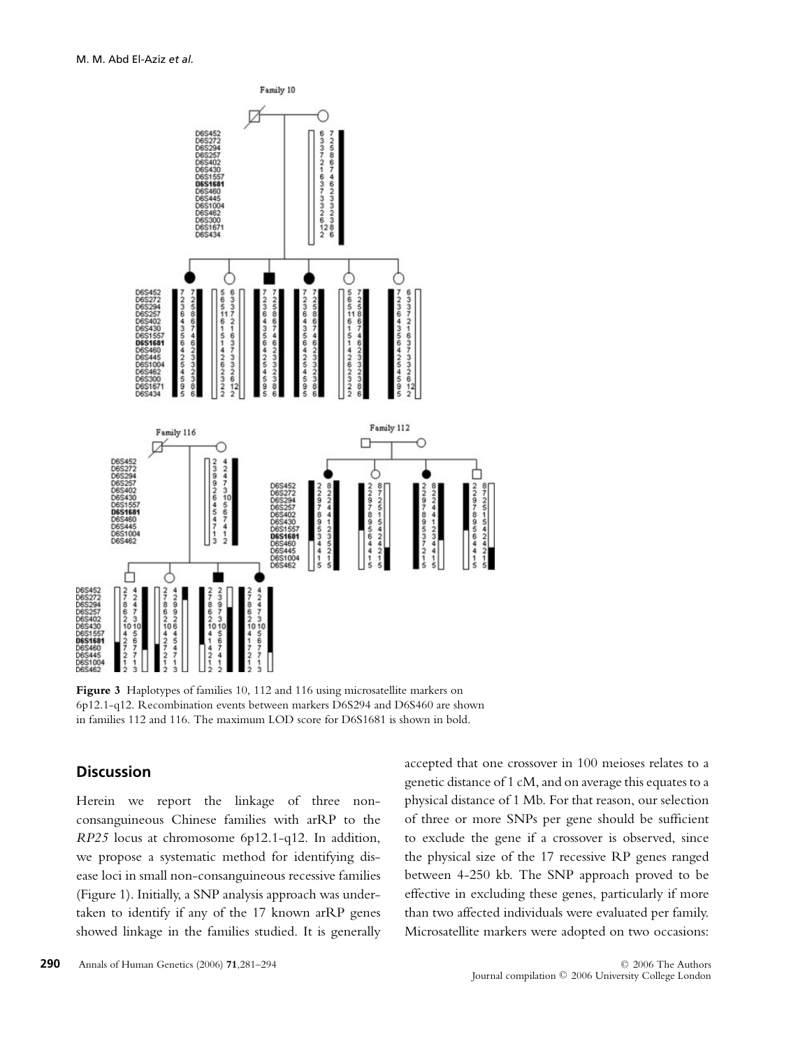**Figure 3** Haplotypes of families 10, 112 and 116 using microsatellite markers on 6p12.1-q12. Recombination events between markers D6S294 and D6S460 are shown in families 112 and 116. The maximum LOD score for D6S1681 is shown in bold.

## Discussion

Herein we report the linkage of three non-consanguineous Chinese families with arRP to the *RP25* locus at chromosome 6p12.1-q12. In addition, we propose a systematic method for identifying disease loci in small non-consanguineous recessive families (Figure 1). Initially, a SNP analysis approach was undertaken to identify if any of the 17 known arRP genes showed linkage in the families studied. It is generally accepted that one crossover in 100 meioses relates to a genetic distance of 1 cM, and on average this equates to a physical distance of 1 Mb. For that reason, our selection of three or more SNPs per gene should be sufficient to exclude the gene if a crossover is observed, since the physical size of the 17 recessive RP genes ranged between 4-250 kb. The SNP approach proved to be effective in excluding these genes, particularly if more than two affected individuals were evaluated per family. Microsatellite markers were adopted on two occasions: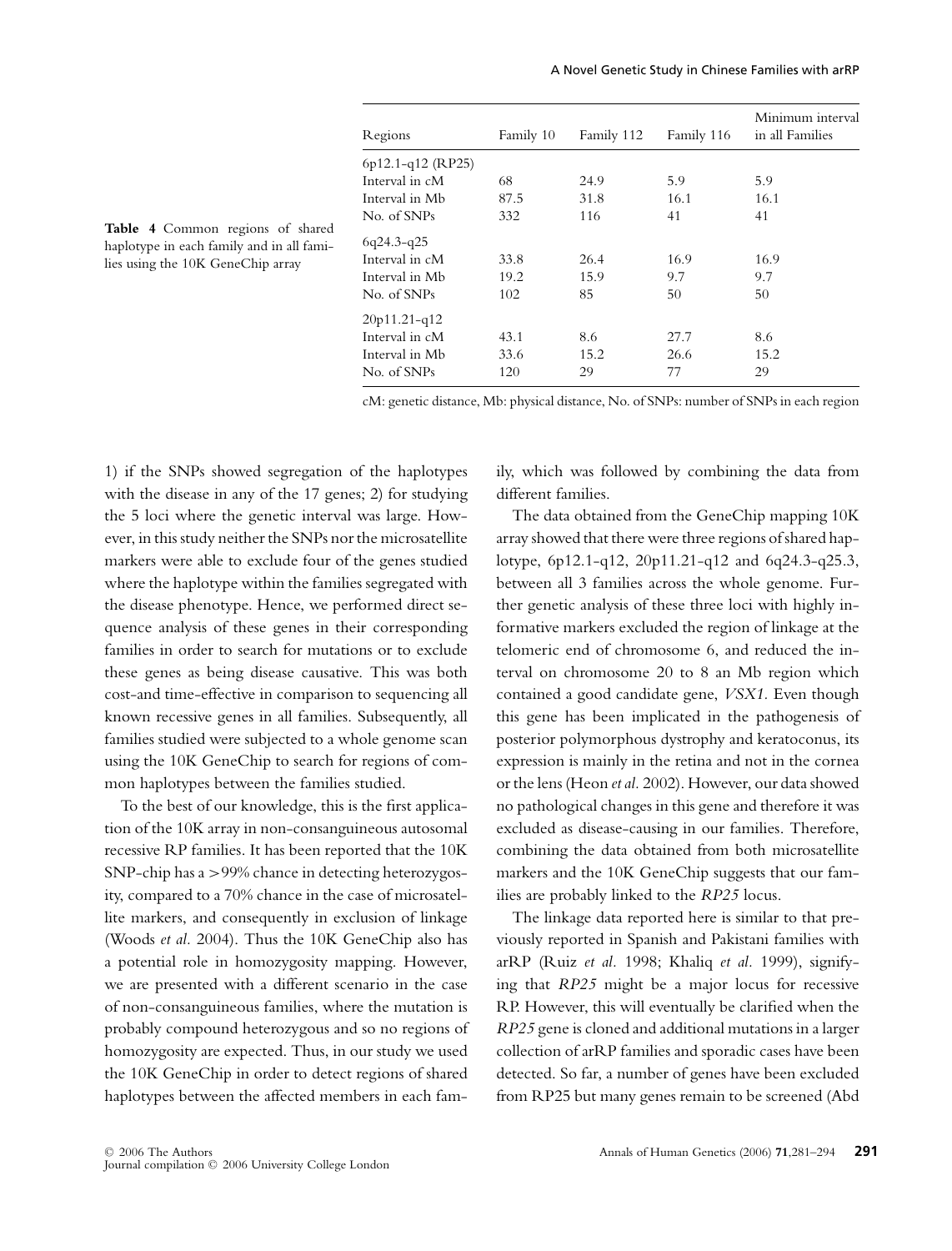**Table 4** Common regions of shared haplotype in each family and in all families using the 10K GeneChip array

| Regions | Family 10 | Family 112 | Family 116 | Minimum interval in all Families |
|---|---|---|---|---|
| 6p12.1-q12 (RP25) | | | | |
| Interval in cM | 68 | 24.9 | 5.9 | 5.9 |
| Interval in Mb | 87.5 | 31.8 | 16.1 | 16.1 |
| No. of SNPs | 332 | 116 | 41 | 41 |
| 6q24.3-q25 | | | | |
| Interval in cM | 33.8 | 26.4 | 16.9 | 16.9 |
| Interval in Mb | 19.2 | 15.9 | 9.7 | 9.7 |
| No. of SNPs | 102 | 85 | 50 | 50 |
| 20p11.21-q12 | | | | |
| Interval in cM | 43.1 | 8.6 | 27.7 | 8.6 |
| Interval in Mb | 33.6 | 15.2 | 26.6 | 15.2 |
| No. of SNPs | 120 | 29 | 77 | 29 |

cM: genetic distance, Mb: physical distance, No. of SNPs: number of SNPs in each region

1) if the SNPs showed segregation of the haplotypes with the disease in any of the 17 genes; 2) for studying the 5 loci where the genetic interval was large. However, in this study neither the SNPs nor the microsatellite markers were able to exclude four of the genes studied where the haplotype within the families segregated with the disease phenotype. Hence, we performed direct sequence analysis of these genes in their corresponding families in order to search for mutations or to exclude these genes as being disease causative. This was both cost-and time-effective in comparison to sequencing all known recessive genes in all families. Subsequently, all families studied were subjected to a whole genome scan using the 10K GeneChip to search for regions of common haplotypes between the families studied.

To the best of our knowledge, this is the first application of the 10K array in non-consanguineous autosomal recessive RP families. It has been reported that the 10K SNP-chip has a >99% chance in detecting heterozygosity, compared to a 70% chance in the case of microsatellite markers, and consequently in exclusion of linkage (Woods *et al.* 2004). Thus the 10K GeneChip also has a potential role in homozygosity mapping. However, we are presented with a different scenario in the case of non-consanguineous families, where the mutation is probably compound heterozygous and so no regions of homozygosity are expected. Thus, in our study we used the 10K GeneChip in order to detect regions of shared haplotypes between the affected members in each family, which was followed by combining the data from different families.

The data obtained from the GeneChip mapping 10K array showed that there were three regions of shared haplotype, 6p12.1-q12, 20p11.21-q12 and 6q24.3-q25.3, between all 3 families across the whole genome. Further genetic analysis of these three loci with highly informative markers excluded the region of linkage at the telomeric end of chromosome 6, and reduced the interval on chromosome 20 to 8 an Mb region which contained a good candidate gene, *VSX1*. Even though this gene has been implicated in the pathogenesis of posterior polymorphous dystrophy and keratoconus, its expression is mainly in the retina and not in the cornea or the lens (Heon *et al.* 2002). However, our data showed no pathological changes in this gene and therefore it was excluded as disease-causing in our families. Therefore, combining the data obtained from both microsatellite markers and the 10K GeneChip suggests that our families are probably linked to the *RP25* locus.

The linkage data reported here is similar to that previously reported in Spanish and Pakistani families with arRP (Ruiz *et al.* 1998; Khaliq *et al.* 1999), signifying that *RP25* might be a major locus for recessive RP. However, this will eventually be clarified when the *RP25* gene is cloned and additional mutations in a larger collection of arRP families and sporadic cases have been detected. So far, a number of genes have been excluded from RP25 but many genes remain to be screened (Abd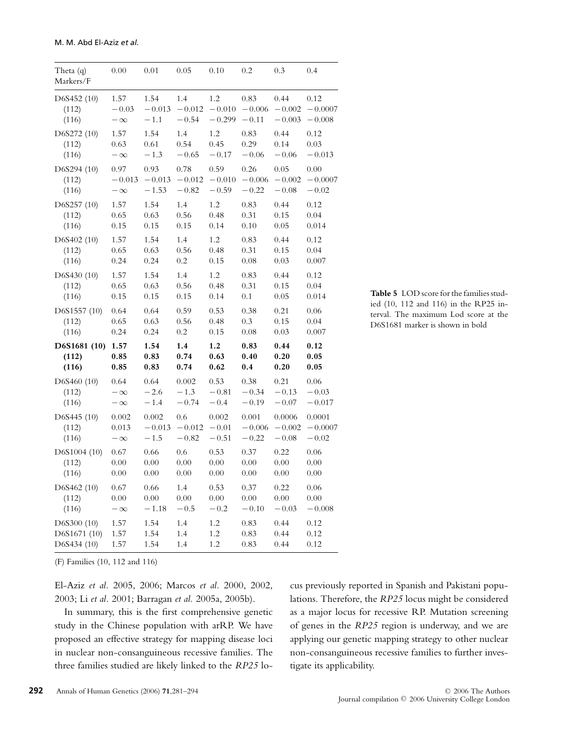| Theta (q) Markers/F | 0.00 | 0.01 | 0.05 | 0.10 | 0.2 | 0.3 | 0.4 |
|---|---|---|---|---|---|---|---|
| D6S452 (10) | 1.57 | 1.54 | 1.4 | 1.2 | 0.83 | 0.44 | 0.12 |
| (112) | −0.03 | −0.013 | −0.012 | −0.010 | −0.006 | −0.002 | −0.0007 |
| (116) | −∞ | −1.1 | −0.54 | −0.299 | −0.11 | −0.003 | −0.008 |
| D6S272 (10) | 1.57 | 1.54 | 1.4 | 1.2 | 0.83 | 0.44 | 0.12 |
| (112) | 0.63 | 0.61 | 0.54 | 0.45 | 0.29 | 0.14 | 0.03 |
| (116) | −∞ | −1.3 | −0.65 | −0.17 | −0.06 | −0.06 | −0.013 |
| D6S294 (10) | 0.97 | 0.93 | 0.78 | 0.59 | 0.26 | 0.05 | 0.00 |
| (112) | −0.013 | −0.013 | −0.012 | −0.010 | −0.006 | −0.002 | −0.0007 |
| (116) | −∞ | −1.53 | −0.82 | −0.59 | −0.22 | −0.08 | −0.02 |
| D6S257 (10) | 1.57 | 1.54 | 1.4 | 1.2 | 0.83 | 0.44 | 0.12 |
| (112) | 0.65 | 0.63 | 0.56 | 0.48 | 0.31 | 0.15 | 0.04 |
| (116) | 0.15 | 0.15 | 0.15 | 0.14 | 0.10 | 0.05 | 0.014 |
| D6S402 (10) | 1.57 | 1.54 | 1.4 | 1.2 | 0.83 | 0.44 | 0.12 |
| (112) | 0.65 | 0.63 | 0.56 | 0.48 | 0.31 | 0.15 | 0.04 |
| (116) | 0.24 | 0.24 | 0.2 | 0.15 | 0.08 | 0.03 | 0.007 |
| D6S430 (10) | 1.57 | 1.54 | 1.4 | 1.2 | 0.83 | 0.44 | 0.12 |
| (112) | 0.65 | 0.63 | 0.56 | 0.48 | 0.31 | 0.15 | 0.04 |
| (116) | 0.15 | 0.15 | 0.15 | 0.14 | 0.1 | 0.05 | 0.014 |
| D6S1557 (10) | 0.64 | 0.64 | 0.59 | 0.53 | 0.38 | 0.21 | 0.06 |
| (112) | 0.65 | 0.63 | 0.56 | 0.48 | 0.3 | 0.15 | 0.04 |
| (116) | 0.24 | 0.24 | 0.2 | 0.15 | 0.08 | 0.03 | 0.007 |
| **D6S1681 (10)** | **1.57** | **1.54** | **1.4** | **1.2** | **0.83** | **0.44** | **0.12** |
| **(112)** | **0.85** | **0.83** | **0.74** | **0.63** | **0.40** | **0.20** | **0.05** |
| **(116)** | **0.85** | **0.83** | **0.74** | **0.62** | **0.4** | **0.20** | **0.05** |
| D6S460 (10) | 0.64 | 0.64 | 0.002 | 0.53 | 0.38 | 0.21 | 0.06 |
| (112) | −∞ | −2.6 | −1.3 | −0.81 | −0.34 | −0.13 | −0.03 |
| (116) | −∞ | −1.4 | −0.74 | −0.4 | −0.19 | −0.07 | −0.017 |
| D6S445 (10) | 0.002 | 0.002 | 0.6 | 0.002 | 0.001 | 0.0006 | 0.0001 |
| (112) | 0.013 | −0.013 | −0.012 | −0.01 | −0.006 | −0.002 | −0.0007 |
| (116) | −∞ | −1.5 | −0.82 | −0.51 | −0.22 | −0.08 | −0.02 |
| D6S1004 (10) | 0.67 | 0.66 | 0.6 | 0.53 | 0.37 | 0.22 | 0.06 |
| (112) | 0.00 | 0.00 | 0.00 | 0.00 | 0.00 | 0.00 | 0.00 |
| (116) | 0.00 | 0.00 | 0.00 | 0.00 | 0.00 | 0.00 | 0.00 |
| D6S462 (10) | 0.67 | 0.66 | 1.4 | 0.53 | 0.37 | 0.22 | 0.06 |
| (112) | 0.00 | 0.00 | 0.00 | 0.00 | 0.00 | 0.00 | 0.00 |
| (116) | −∞ | −1.18 | −0.5 | −0.2 | −0.10 | −0.03 | −0.008 |
| D6S300 (10) | 1.57 | 1.54 | 1.4 | 1.2 | 0.83 | 0.44 | 0.12 |
| D6S1671 (10) | 1.57 | 1.54 | 1.4 | 1.2 | 0.83 | 0.44 | 0.12 |
| D6S434 (10) | 1.57 | 1.54 | 1.4 | 1.2 | 0.83 | 0.44 | 0.12 |

(F) Families (10, 112 and 116)

**Table 5** LOD score for the families studied (10, 112 and 116) in the RP25 interval. The maximum Lod score at the D6S1681 marker is shown in bold

El-Aziz *et al.* 2005, 2006; Marcos *et al.* 2000, 2002, 2003; Li *et al.* 2001; Barragan *et al.* 2005a, 2005b).

In summary, this is the first comprehensive genetic study in the Chinese population with arRP. We have proposed an effective strategy for mapping disease loci in nuclear non-consanguineous recessive families. The three families studied are likely linked to the *RP25* locus previously reported in Spanish and Pakistani populations. Therefore, the *RP25* locus might be considered as a major locus for recessive RP. Mutation screening of genes in the *RP25* region is underway, and we are applying our genetic mapping strategy to other nuclear non-consanguineous recessive families to further investigate its applicability.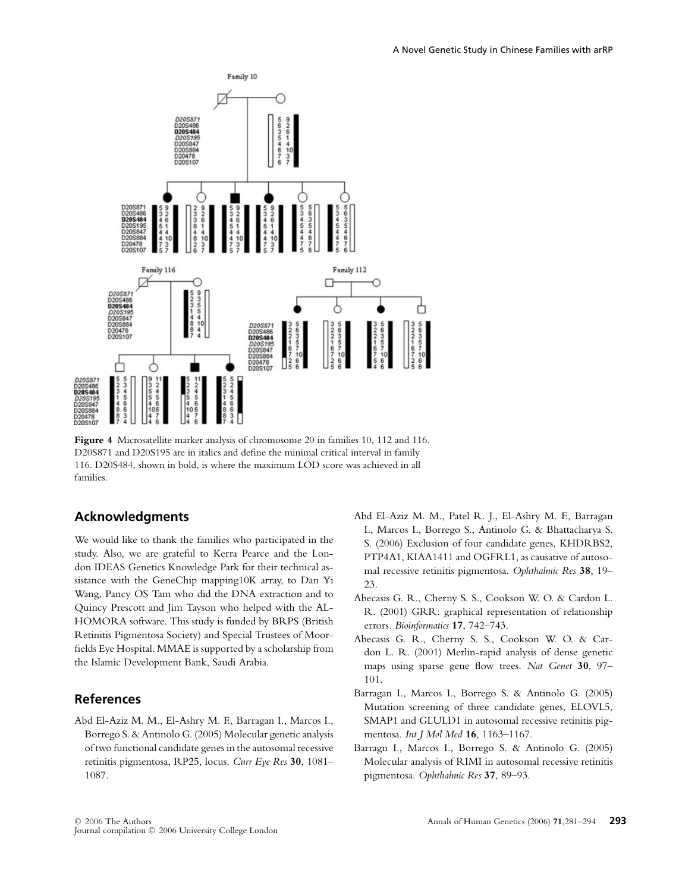**Figure 4** Microsatellite marker analysis of chromosome 20 in families 10, 112 and 116. D20S871 and D20S195 are in italics and define the minimal critical interval in family 116. D20S484, shown in bold, is where the maximum LOD score was achieved in all families.

## Acknowledgments

We would like to thank the families who participated in the study. Also, we are grateful to Kerra Pearce and the London IDEAS Genetics Knowledge Park for their technical assistance with the GeneChip mapping10K array, to Dan Yi Wang, Pancy OS Tam who did the DNA extraction and to Quincy Prescott and Jim Tayson who helped with the ALHOMORA software. This study is funded by BRPS (British Retinitis Pigmentosa Society) and Special Trustees of Moorfields Eye Hospital. MMAE is supported by a scholarship from the Islamic Development Bank, Saudi Arabia.

## References

Abd El-Aziz M. M., El-Ashry M. F., Barragan I., Marcos I., Borrego S. & Antinolo G. (2005) Molecular genetic analysis of two functional candidate genes in the autosomal recessive retinitis pigmentosa, RP25, locus. *Curr Eye Res* **30**, 1081–1087.

Abd El-Aziz M. M., Patel R. J., El-Ashry M. F., Barragan I., Marcos I., Borrego S., Antinolo G. & Bhattacharya S. S. (2006) Exclusion of four candidate genes, KHDRBS2, PTP4A1, KIAA1411 and OGFRL1, as causative of autosomal recessive retinitis pigmentosa. *Ophthalmic Res* **38**, 19–23.

Abecasis G. R., Cherny S. S., Cookson W. O. & Cardon L. R. (2001) GRR: graphical representation of relationship errors. *Bioinformatics* **17**, 742–743.

Abecasis G. R., Cherny S. S., Cookson W. O. & Cardon L. R. (2001) Merlin-rapid analysis of dense genetic maps using sparse gene flow trees. *Nat Genet* **30**, 97–101.

Barragan I., Marcos I., Borrego S. & Antinolo G. (2005) Mutation screening of three candidate genes, ELOVL5, SMAP1 and GLULD1 in autosomal recessive retinitis pigmentosa. *Int J Mol Med* **16**, 1163–1167.

Barragn I., Marcos I., Borrego S. & Antinolo G. (2005) Molecular analysis of RIMI in autosomal recessive retinitis pigmentosa. *Ophthalmic Res* **37**, 89–93.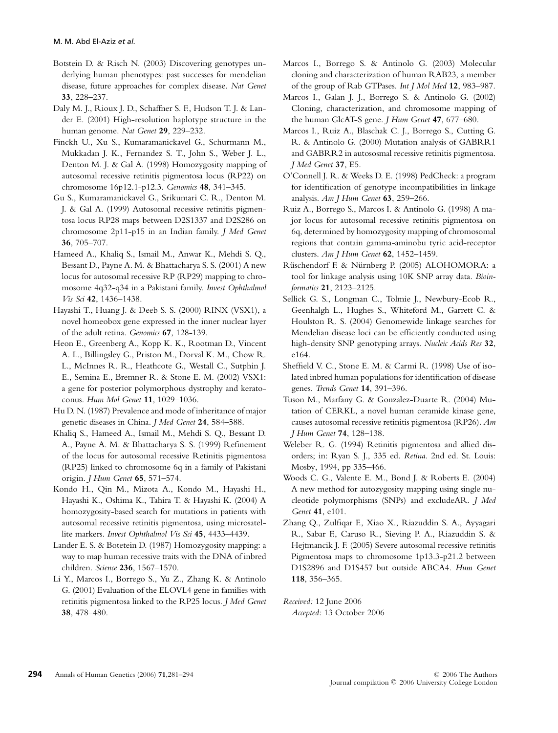Botstein D. & Risch N. (2003) Discovering genotypes underlying human phenotypes: past successes for mendelian disease, future approaches for complex disease. *Nat Genet* **33**, 228–237.

Daly M. J., Rioux J. D., Schaffner S. F., Hudson T. J. & Lander E. (2001) High-resolution haplotype structure in the human genome. *Nat Genet* **29**, 229–232.

Finckh U., Xu S., Kumaramanickavel G., Schurmann M., Mukkadan J. K., Fernandez S. T., John S., Weber J. L., Denton M. J. & Gal A. (1998) Homozygosity mapping of autosomal recessive retinitis pigmentosa locus (RP22) on chromosome 16p12.1-p12.3. *Genomics* **48**, 341–345.

Gu S., Kumaramanickavel G., Srikumari C. R., Denton M. J. & Gal A. (1999) Autosomal recessive retinitis pigmentosa locus RP28 maps between D2S1337 and D2S286 on chromosome 2p11-p15 in an Indian family. *J Med Genet* **36**, 705–707.

Hameed A., Khaliq S., Ismail M., Anwar K., Mehdi S. Q., Bessant D., Payne A. M. & Bhattacharya S. S. (2001) A new locus for autosomal recessive RP (RP29) mapping to chromosome 4q32-q34 in a Pakistani family. *Invest Ophthalmol Vis Sci* **42**, 1436–1438.

Hayashi T., Huang J. & Deeb S. S. (2000) RINX (VSX1), a novel homeobox gene expressed in the inner nuclear layer of the adult retina. *Genomics* **67**, 128-139.

Heon E., Greenberg A., Kopp K. K., Rootman D., Vincent A. L., Billingsley G., Priston M., Dorval K. M., Chow R. L., McInnes R. R., Heathcote G., Westall C., Sutphin J. E., Semina E., Bremner R. & Stone E. M. (2002) VSX1: a gene for posterior polymorphous dystrophy and keratoconus. *Hum Mol Genet* **11**, 1029–1036.

Hu D. N. (1987) Prevalence and mode of inheritance of major genetic diseases in China. *J Med Genet* **24**, 584–588.

Khaliq S., Hameed A., Ismail M., Mehdi S. Q., Bessant D. A., Payne A. M. & Bhattacharya S. S. (1999) Refinement of the locus for autosomal recessive Retinitis pigmentosa (RP25) linked to chromosome 6q in a family of Pakistani origin. *J Hum Genet* **65**, 571–574.

Kondo H., Qin M., Mizota A., Kondo M., Hayashi H., Hayashi K., Oshima K., Tahira T. & Hayashi K. (2004) A homozygosity-based search for mutations in patients with autosomal recessive retinitis pigmentosa, using microsatellite markers. *Invest Ophthalmol Vis Sci* **45**, 4433–4439.

Lander E. S. & Botetein D. (1987) Homozygosity mapping: a way to map human recessive traits with the DNA of inbred children. *Science* **236**, 1567–1570.

Li Y., Marcos I., Borrego S., Yu Z., Zhang K. & Antinolo G. (2001) Evaluation of the ELOVL4 gene in families with retinitis pigmentosa linked to the RP25 locus. *J Med Genet* **38**, 478–480.

Marcos I., Borrego S. & Antinolo G. (2003) Molecular cloning and characterization of human RAB23, a member of the group of Rab GTPases. *Int J Mol Med* **12**, 983–987.

Marcos I., Galan J. J., Borrego S. & Antinolo G. (2002) Cloning, characterization, and chromosome mapping of the human GlcAT-S gene. *J Hum Genet* **47**, 677–680.

Marcos I., Ruiz A., Blaschak C. J., Borrego S., Cutting G. R. & Antinolo G. (2000) Mutation analysis of GABRR1 and GABRR2 in autososmal recessive retinitis pigmentosa. *J Med Genet* **37**, E5.

O'Connell J. R. & Weeks D. E. (1998) PedCheck: a program for identification of genotype incompatibilities in linkage analysis. *Am J Hum Genet* **63**, 259–266.

Ruiz A., Borrego S., Marcos I. & Antinolo G. (1998) A major locus for autosomal recessive retinitis pigmentosa on 6q, determined by homozygosity mapping of chromosomal regions that contain gamma-aminobu tyric acid-receptor clusters. *Am J Hum Genet* **62**, 1452–1459.

Rüschendorf F. & Nürnberg P. (2005) ALOHOMORA: a tool for linkage analysis using 10K SNP array data. *Bioinformatics* **21**, 2123–2125.

Sellick G. S., Longman C., Tolmie J., Newbury-Ecob R., Geenhalgh L., Hughes S., Whiteford M., Garrett C. & Houlston R. S. (2004) Genomewide linkage searches for Mendelian disease loci can be efficiently conducted using high-density SNP genotyping arrays. *Nucleic Acids Res* **32**, e164.

Sheffield V. C., Stone E. M. & Carmi R. (1998) Use of isolated inbred human populations for identification of disease genes. *Trends Genet* **14**, 391–396.

Tuson M., Marfany G. & Gonzalez-Duarte R. (2004) Mutation of CERKL, a novel human ceramide kinase gene, causes autosomal recessive retinitis pigmentosa (RP26). *Am J Hum Genet* **74**, 128–138.

Weleber R. G. (1994) Retinitis pigmentosa and allied disorders; in: Ryan S. J., 335 ed. *Retina.* 2nd ed. St. Louis: Mosby, 1994, pp 335–466.

Woods C. G., Valente E. M., Bond J. & Roberts E. (2004) A new method for autozygosity mapping using single nucleotide polymorphisms (SNPs) and excludeAR. *J Med Genet* **41**, e101.

Zhang Q., Zulfiqar F., Xiao X., Riazuddin S. A., Ayyagari R., Sabar F., Caruso R., Sieving P. A., Riazuddin S. & Hejtmancik J. F. (2005) Severe autosomal recessive retinitis Pigmentosa maps to chromosome 1p13.3-p21.2 between D1S2896 and D1S457 but outside ABCA4. *Hum Genet* **118**, 356–365.

*Received:* 12 June 2006
*Accepted:* 13 October 2006